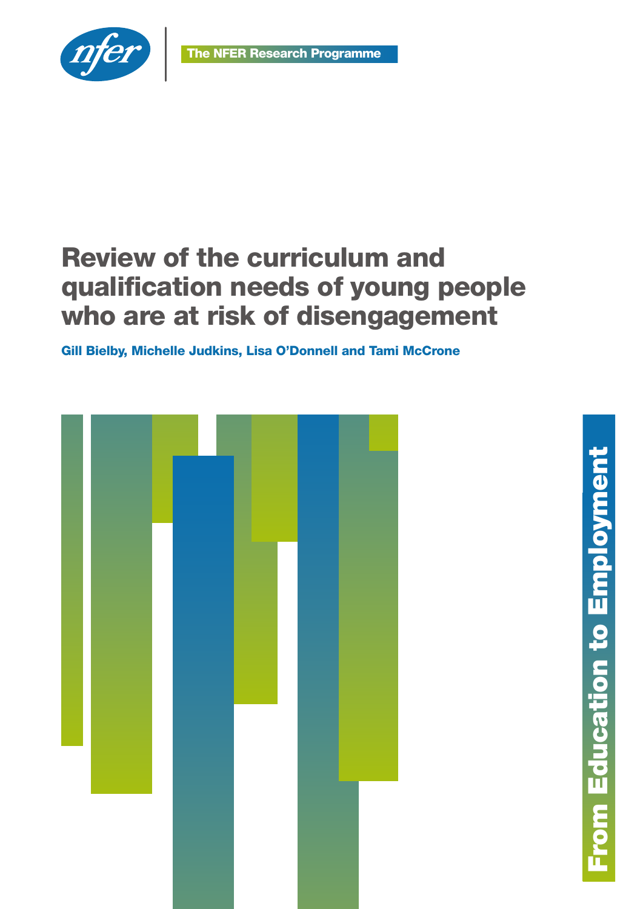The NFER Research Programme

# Review of the curriculum and qualification needs of young people who are at risk of disengagement

**Gill Bielby, Michelle Judkins, Lisa O'Donnell and Tami McCrone**

From Education to Employment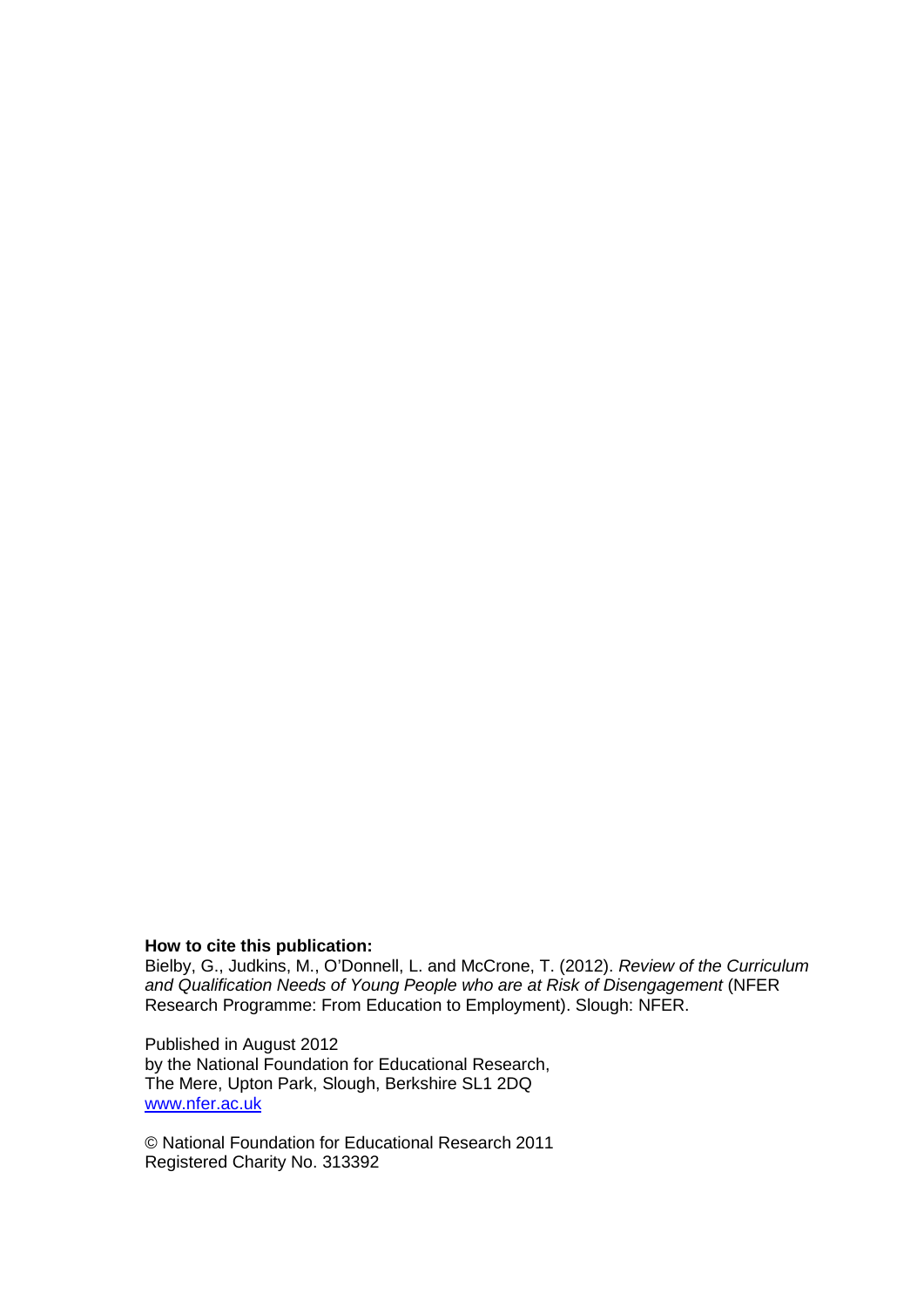**How to cite this publication:**
Bielby, G., Judkins, M., O'Donnell, L. and McCrone, T. (2012). *Review of the Curriculum and Qualification Needs of Young People who are at Risk of Disengagement* (NFER Research Programme: From Education to Employment). Slough: NFER.

Published in August 2012
by the National Foundation for Educational Research,
The Mere, Upton Park, Slough, Berkshire SL1 2DQ
www.nfer.ac.uk

© National Foundation for Educational Research 2011
Registered Charity No. 313392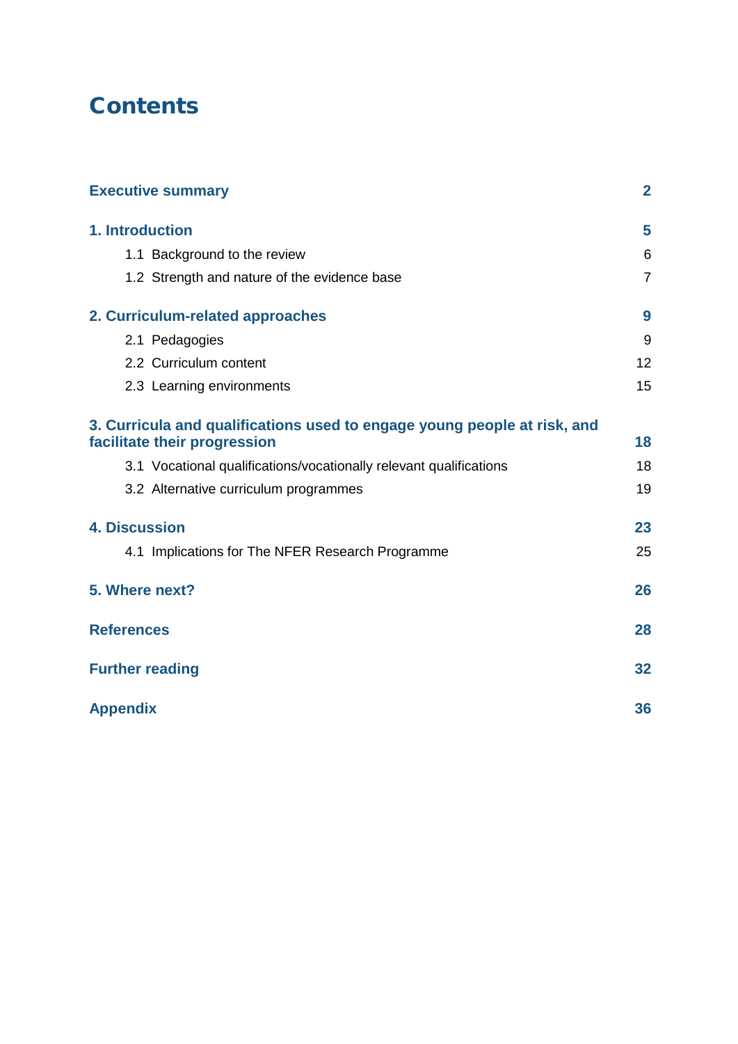# Contents

| | |
|---|---|
| **Executive summary** | **2** |
| **1. Introduction** | **5** |
| 1.1 Background to the review | 6 |
| 1.2 Strength and nature of the evidence base | 7 |
| **2. Curriculum-related approaches** | **9** |
| 2.1 Pedagogies | 9 |
| 2.2 Curriculum content | 12 |
| 2.3 Learning environments | 15 |
| **3. Curricula and qualifications used to engage young people at risk, and facilitate their progression** | **18** |
| 3.1 Vocational qualifications/vocationally relevant qualifications | 18 |
| 3.2 Alternative curriculum programmes | 19 |
| **4. Discussion** | **23** |
| 4.1 Implications for The NFER Research Programme | 25 |
| **5. Where next?** | **26** |
| **References** | **28** |
| **Further reading** | **32** |
| **Appendix** | **36** |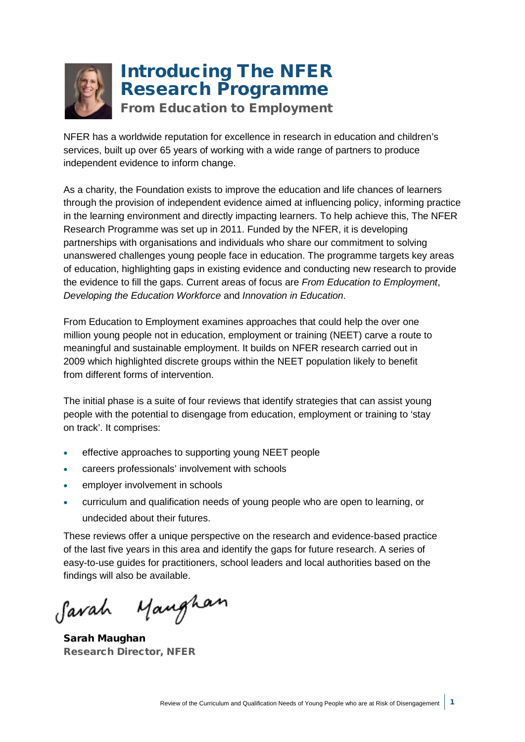# Introducing The NFER Research Programme

## From Education to Employment

NFER has a worldwide reputation for excellence in research in education and children's services, built up over 65 years of working with a wide range of partners to produce independent evidence to inform change.

As a charity, the Foundation exists to improve the education and life chances of learners through the provision of independent evidence aimed at influencing policy, informing practice in the learning environment and directly impacting learners. To help achieve this, The NFER Research Programme was set up in 2011. Funded by the NFER, it is developing partnerships with organisations and individuals who share our commitment to solving unanswered challenges young people face in education. The programme targets key areas of education, highlighting gaps in existing evidence and conducting new research to provide the evidence to fill the gaps. Current areas of focus are *From Education to Employment*, *Developing the Education Workforce* and *Innovation in Education*.

From Education to Employment examines approaches that could help the over one million young people not in education, employment or training (NEET) carve a route to meaningful and sustainable employment. It builds on NFER research carried out in 2009 which highlighted discrete groups within the NEET population likely to benefit from different forms of intervention.

The initial phase is a suite of four reviews that identify strategies that can assist young people with the potential to disengage from education, employment or training to 'stay on track'. It comprises:

- effective approaches to supporting young NEET people
- careers professionals' involvement with schools
- employer involvement in schools
- curriculum and qualification needs of young people who are open to learning, or undecided about their futures.

These reviews offer a unique perspective on the research and evidence-based practice of the last five years in this area and identify the gaps for future research. A series of easy-to-use guides for practitioners, school leaders and local authorities based on the findings will also be available.

Sarah Maughan

**Sarah Maughan**
**Research Director, NFER**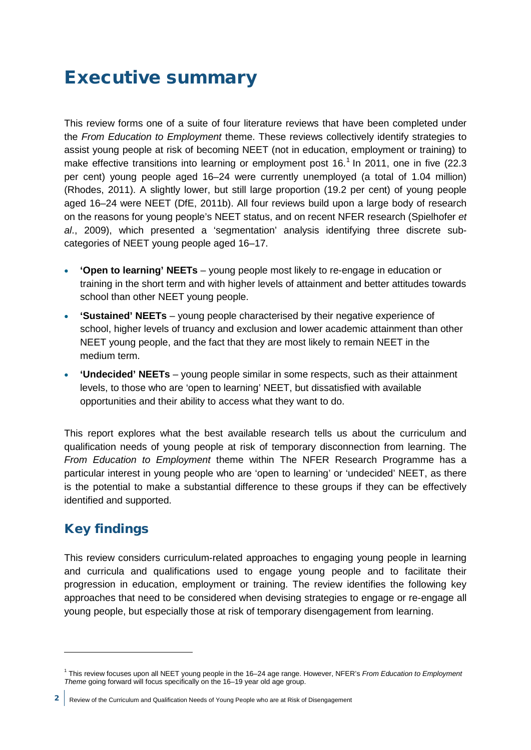# Executive summary

This review forms one of a suite of four literature reviews that have been completed under the *From Education to Employment* theme. These reviews collectively identify strategies to assist young people at risk of becoming NEET (not in education, employment or training) to make effective transitions into learning or employment post 16.[1] In 2011, one in five (22.3 per cent) young people aged 16–24 were currently unemployed (a total of 1.04 million) (Rhodes, 2011). A slightly lower, but still large proportion (19.2 per cent) of young people aged 16–24 were NEET (DfE, 2011b). All four reviews build upon a large body of research on the reasons for young people's NEET status, and on recent NFER research (Spielhofer *et al*., 2009), which presented a 'segmentation' analysis identifying three discrete sub-categories of NEET young people aged 16–17.

- **'Open to learning' NEETs** – young people most likely to re-engage in education or training in the short term and with higher levels of attainment and better attitudes towards school than other NEET young people.
- **'Sustained' NEETs** – young people characterised by their negative experience of school, higher levels of truancy and exclusion and lower academic attainment than other NEET young people, and the fact that they are most likely to remain NEET in the medium term.
- **'Undecided' NEETs** – young people similar in some respects, such as their attainment levels, to those who are 'open to learning' NEET, but dissatisfied with available opportunities and their ability to access what they want to do.

This report explores what the best available research tells us about the curriculum and qualification needs of young people at risk of temporary disconnection from learning. The *From Education to Employment* theme within The NFER Research Programme has a particular interest in young people who are 'open to learning' or 'undecided' NEET, as there is the potential to make a substantial difference to these groups if they can be effectively identified and supported.

## Key findings

This review considers curriculum-related approaches to engaging young people in learning and curricula and qualifications used to engage young people and to facilitate their progression in education, employment or training. The review identifies the following key approaches that need to be considered when devising strategies to engage or re-engage all young people, but especially those at risk of temporary disengagement from learning.

---

[1] This review focuses upon all NEET young people in the 16–24 age range. However, NFER's *From Education to Employment Theme* going forward will focus specifically on the 16–19 year old age group.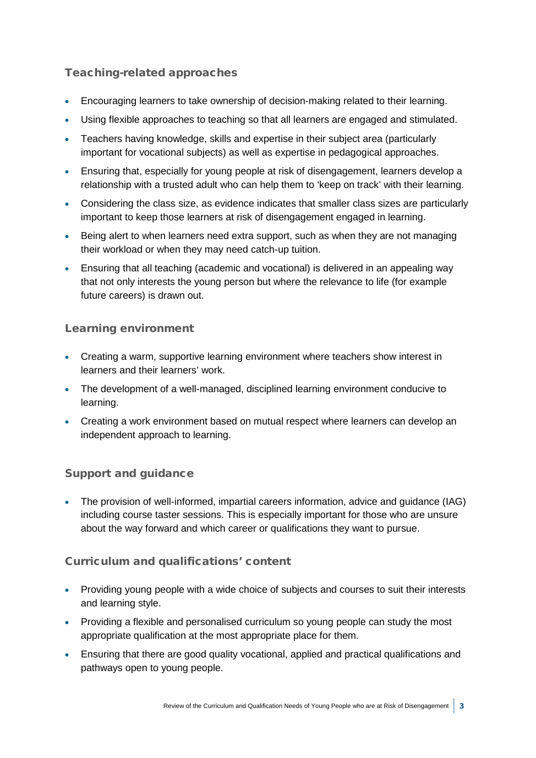### Teaching-related approaches

- Encouraging learners to take ownership of decision-making related to their learning.
- Using flexible approaches to teaching so that all learners are engaged and stimulated.
- Teachers having knowledge, skills and expertise in their subject area (particularly important for vocational subjects) as well as expertise in pedagogical approaches.
- Ensuring that, especially for young people at risk of disengagement, learners develop a relationship with a trusted adult who can help them to 'keep on track' with their learning.
- Considering the class size, as evidence indicates that smaller class sizes are particularly important to keep those learners at risk of disengagement engaged in learning.
- Being alert to when learners need extra support, such as when they are not managing their workload or when they may need catch-up tuition.
- Ensuring that all teaching (academic and vocational) is delivered in an appealing way that not only interests the young person but where the relevance to life (for example future careers) is drawn out.

### Learning environment

- Creating a warm, supportive learning environment where teachers show interest in learners and their learners' work.
- The development of a well-managed, disciplined learning environment conducive to learning.
- Creating a work environment based on mutual respect where learners can develop an independent approach to learning.

### Support and guidance

- The provision of well-informed, impartial careers information, advice and guidance (IAG) including course taster sessions. This is especially important for those who are unsure about the way forward and which career or qualifications they want to pursue.

### Curriculum and qualifications' content

- Providing young people with a wide choice of subjects and courses to suit their interests and learning style.
- Providing a flexible and personalised curriculum so young people can study the most appropriate qualification at the most appropriate place for them.
- Ensuring that there are good quality vocational, applied and practical qualifications and pathways open to young people.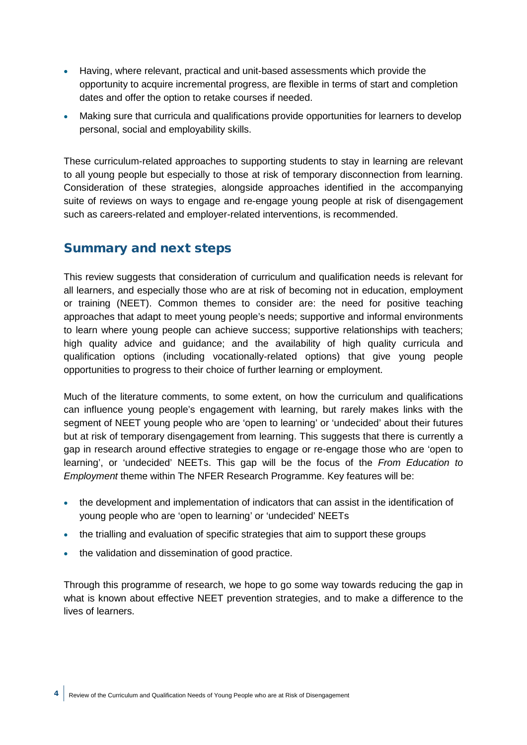- Having, where relevant, practical and unit-based assessments which provide the opportunity to acquire incremental progress, are flexible in terms of start and completion dates and offer the option to retake courses if needed.
- Making sure that curricula and qualifications provide opportunities for learners to develop personal, social and employability skills.

These curriculum-related approaches to supporting students to stay in learning are relevant to all young people but especially to those at risk of temporary disconnection from learning. Consideration of these strategies, alongside approaches identified in the accompanying suite of reviews on ways to engage and re-engage young people at risk of disengagement such as careers-related and employer-related interventions, is recommended.

## Summary and next steps

This review suggests that consideration of curriculum and qualification needs is relevant for all learners, and especially those who are at risk of becoming not in education, employment or training (NEET). Common themes to consider are: the need for positive teaching approaches that adapt to meet young people's needs; supportive and informal environments to learn where young people can achieve success; supportive relationships with teachers; high quality advice and guidance; and the availability of high quality curricula and qualification options (including vocationally-related options) that give young people opportunities to progress to their choice of further learning or employment.

Much of the literature comments, to some extent, on how the curriculum and qualifications can influence young people's engagement with learning, but rarely makes links with the segment of NEET young people who are 'open to learning' or 'undecided' about their futures but at risk of temporary disengagement from learning. This suggests that there is currently a gap in research around effective strategies to engage or re-engage those who are 'open to learning', or 'undecided' NEETs. This gap will be the focus of the *From Education to Employment* theme within The NFER Research Programme. Key features will be:

- the development and implementation of indicators that can assist in the identification of young people who are 'open to learning' or 'undecided' NEETs
- the trialling and evaluation of specific strategies that aim to support these groups
- the validation and dissemination of good practice.

Through this programme of research, we hope to go some way towards reducing the gap in what is known about effective NEET prevention strategies, and to make a difference to the lives of learners.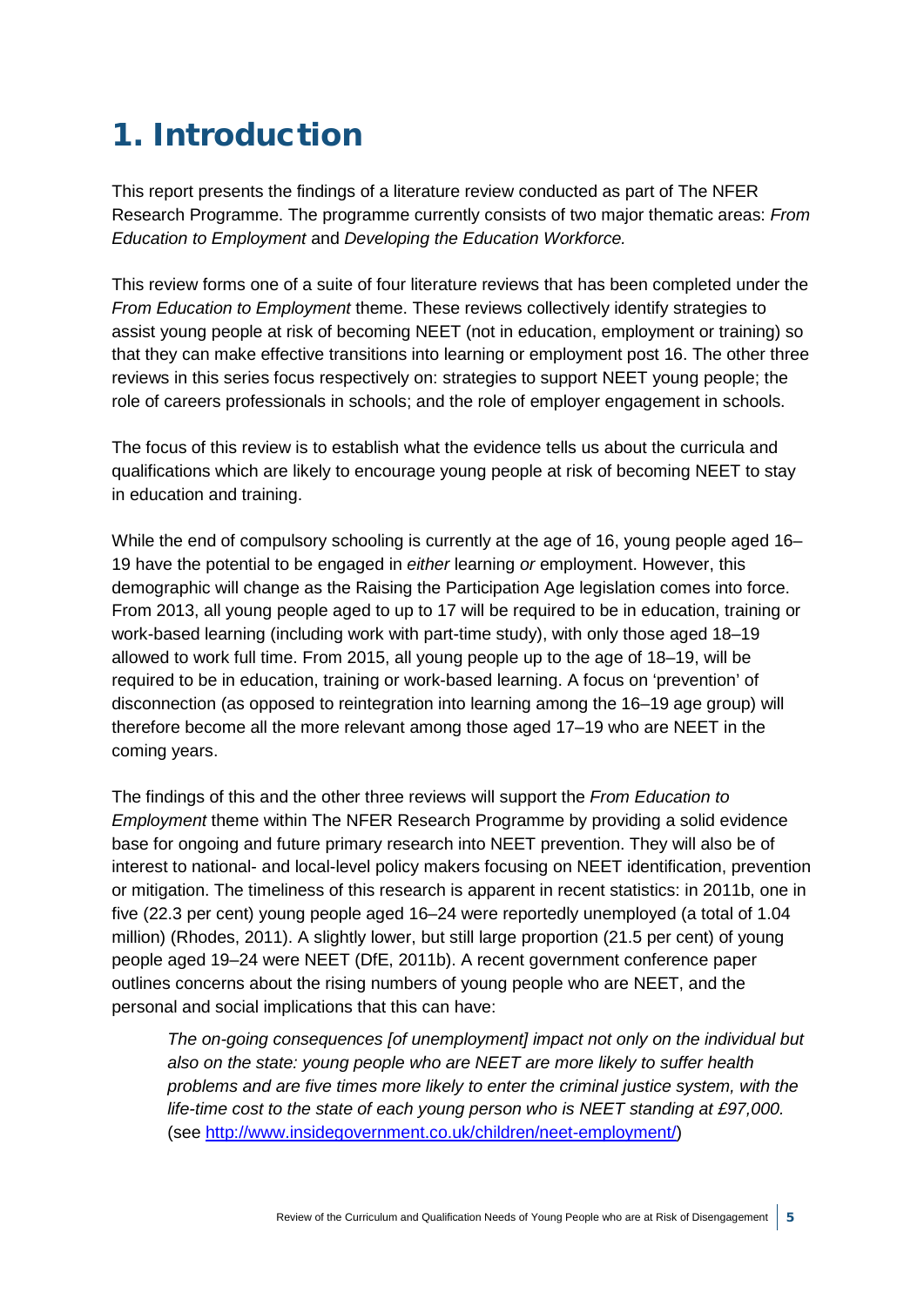# 1. Introduction

This report presents the findings of a literature review conducted as part of The NFER Research Programme. The programme currently consists of two major thematic areas: *From Education to Employment* and *Developing the Education Workforce.*

This review forms one of a suite of four literature reviews that has been completed under the *From Education to Employment* theme. These reviews collectively identify strategies to assist young people at risk of becoming NEET (not in education, employment or training) so that they can make effective transitions into learning or employment post 16. The other three reviews in this series focus respectively on: strategies to support NEET young people; the role of careers professionals in schools; and the role of employer engagement in schools.

The focus of this review is to establish what the evidence tells us about the curricula and qualifications which are likely to encourage young people at risk of becoming NEET to stay in education and training.

While the end of compulsory schooling is currently at the age of 16, young people aged 16–19 have the potential to be engaged in *either* learning *or* employment. However, this demographic will change as the Raising the Participation Age legislation comes into force. From 2013, all young people aged to up to 17 will be required to be in education, training or work-based learning (including work with part-time study), with only those aged 18–19 allowed to work full time. From 2015, all young people up to the age of 18–19, will be required to be in education, training or work-based learning. A focus on 'prevention' of disconnection (as opposed to reintegration into learning among the 16–19 age group) will therefore become all the more relevant among those aged 17–19 who are NEET in the coming years.

The findings of this and the other three reviews will support the *From Education to Employment* theme within The NFER Research Programme by providing a solid evidence base for ongoing and future primary research into NEET prevention. They will also be of interest to national- and local-level policy makers focusing on NEET identification, prevention or mitigation. The timeliness of this research is apparent in recent statistics: in 2011b, one in five (22.3 per cent) young people aged 16–24 were reportedly unemployed (a total of 1.04 million) (Rhodes, 2011). A slightly lower, but still large proportion (21.5 per cent) of young people aged 19–24 were NEET (DfE, 2011b). A recent government conference paper outlines concerns about the rising numbers of young people who are NEET, and the personal and social implications that this can have:

> *The on-going consequences [of unemployment] impact not only on the individual but also on the state: young people who are NEET are more likely to suffer health problems and are five times more likely to enter the criminal justice system, with the life-time cost to the state of each young person who is NEET standing at £97,000.* (see http://www.insidegovernment.co.uk/children/neet-employment/)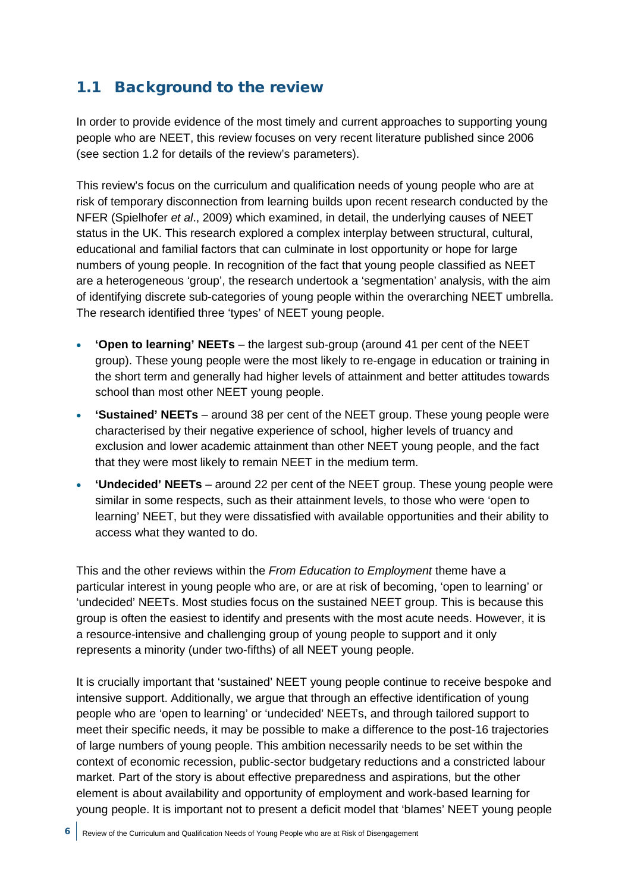## 1.1 Background to the review

In order to provide evidence of the most timely and current approaches to supporting young people who are NEET, this review focuses on very recent literature published since 2006 (see section 1.2 for details of the review's parameters).

This review's focus on the curriculum and qualification needs of young people who are at risk of temporary disconnection from learning builds upon recent research conducted by the NFER (Spielhofer *et al*., 2009) which examined, in detail, the underlying causes of NEET status in the UK. This research explored a complex interplay between structural, cultural, educational and familial factors that can culminate in lost opportunity or hope for large numbers of young people. In recognition of the fact that young people classified as NEET are a heterogeneous 'group', the research undertook a 'segmentation' analysis, with the aim of identifying discrete sub-categories of young people within the overarching NEET umbrella. The research identified three 'types' of NEET young people.

- **'Open to learning' NEETs** – the largest sub-group (around 41 per cent of the NEET group). These young people were the most likely to re-engage in education or training in the short term and generally had higher levels of attainment and better attitudes towards school than most other NEET young people.
- **'Sustained' NEETs** – around 38 per cent of the NEET group. These young people were characterised by their negative experience of school, higher levels of truancy and exclusion and lower academic attainment than other NEET young people, and the fact that they were most likely to remain NEET in the medium term.
- **'Undecided' NEETs** – around 22 per cent of the NEET group. These young people were similar in some respects, such as their attainment levels, to those who were 'open to learning' NEET, but they were dissatisfied with available opportunities and their ability to access what they wanted to do.

This and the other reviews within the *From Education to Employment* theme have a particular interest in young people who are, or are at risk of becoming, 'open to learning' or 'undecided' NEETs. Most studies focus on the sustained NEET group. This is because this group is often the easiest to identify and presents with the most acute needs. However, it is a resource-intensive and challenging group of young people to support and it only represents a minority (under two-fifths) of all NEET young people.

It is crucially important that 'sustained' NEET young people continue to receive bespoke and intensive support. Additionally, we argue that through an effective identification of young people who are 'open to learning' or 'undecided' NEETs, and through tailored support to meet their specific needs, it may be possible to make a difference to the post-16 trajectories of large numbers of young people. This ambition necessarily needs to be set within the context of economic recession, public-sector budgetary reductions and a constricted labour market. Part of the story is about effective preparedness and aspirations, but the other element is about availability and opportunity of employment and work-based learning for young people. It is important not to present a deficit model that 'blames' NEET young people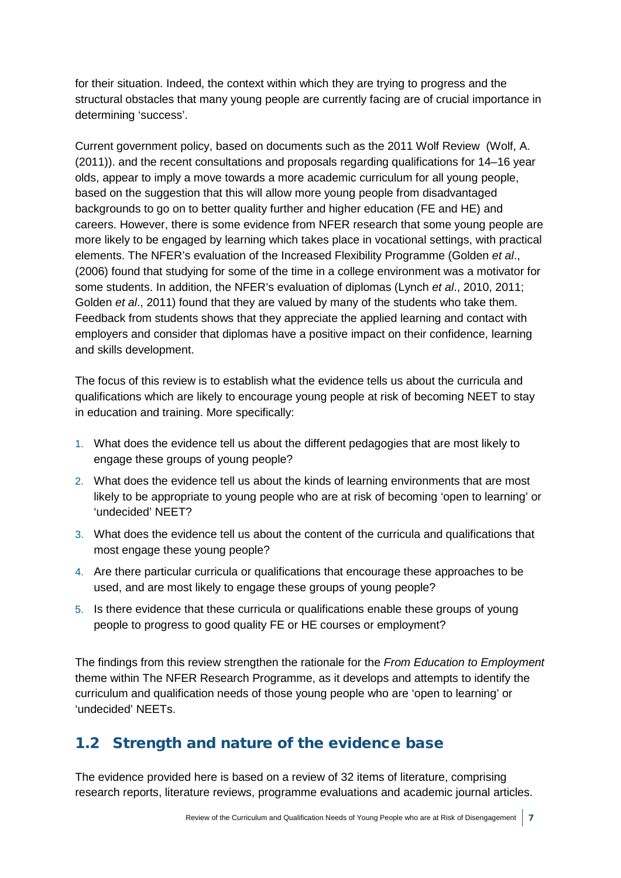for their situation. Indeed, the context within which they are trying to progress and the structural obstacles that many young people are currently facing are of crucial importance in determining 'success'.

Current government policy, based on documents such as the 2011 Wolf Review (Wolf, A. (2011)). and the recent consultations and proposals regarding qualifications for 14–16 year olds, appear to imply a move towards a more academic curriculum for all young people, based on the suggestion that this will allow more young people from disadvantaged backgrounds to go on to better quality further and higher education (FE and HE) and careers. However, there is some evidence from NFER research that some young people are more likely to be engaged by learning which takes place in vocational settings, with practical elements. The NFER's evaluation of the Increased Flexibility Programme (Golden *et al*., (2006) found that studying for some of the time in a college environment was a motivator for some students. In addition, the NFER's evaluation of diplomas (Lynch *et al*., 2010, 2011; Golden *et al*., 2011) found that they are valued by many of the students who take them. Feedback from students shows that they appreciate the applied learning and contact with employers and consider that diplomas have a positive impact on their confidence, learning and skills development.

The focus of this review is to establish what the evidence tells us about the curricula and qualifications which are likely to encourage young people at risk of becoming NEET to stay in education and training. More specifically:

1. What does the evidence tell us about the different pedagogies that are most likely to engage these groups of young people?
2. What does the evidence tell us about the kinds of learning environments that are most likely to be appropriate to young people who are at risk of becoming 'open to learning' or 'undecided' NEET?
3. What does the evidence tell us about the content of the curricula and qualifications that most engage these young people?
4. Are there particular curricula or qualifications that encourage these approaches to be used, and are most likely to engage these groups of young people?
5. Is there evidence that these curricula or qualifications enable these groups of young people to progress to good quality FE or HE courses or employment?

The findings from this review strengthen the rationale for the *From Education to Employment* theme within The NFER Research Programme, as it develops and attempts to identify the curriculum and qualification needs of those young people who are 'open to learning' or 'undecided' NEETs.

## 1.2 Strength and nature of the evidence base

The evidence provided here is based on a review of 32 items of literature, comprising research reports, literature reviews, programme evaluations and academic journal articles.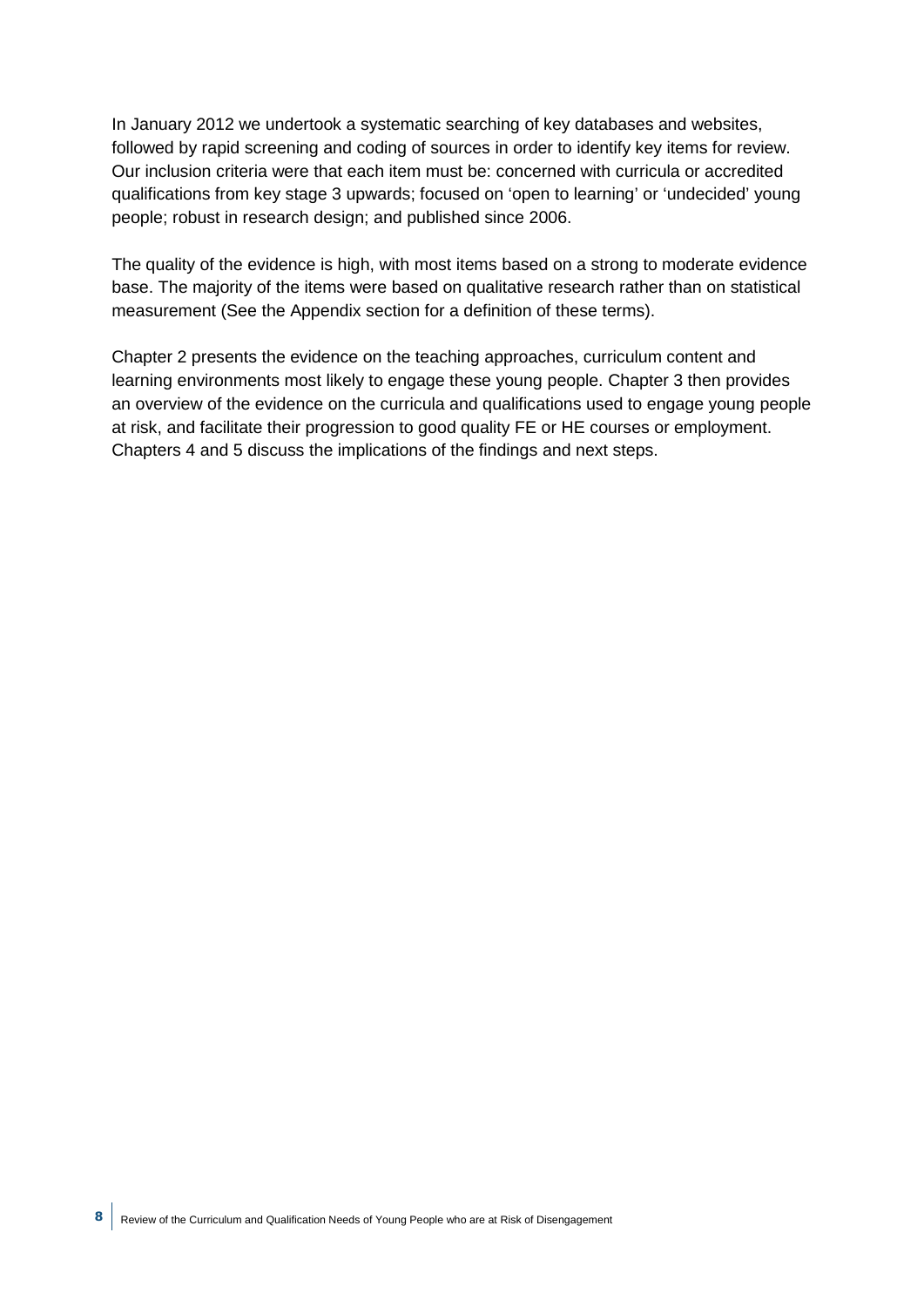In January 2012 we undertook a systematic searching of key databases and websites, followed by rapid screening and coding of sources in order to identify key items for review. Our inclusion criteria were that each item must be: concerned with curricula or accredited qualifications from key stage 3 upwards; focused on 'open to learning' or 'undecided' young people; robust in research design; and published since 2006.

The quality of the evidence is high, with most items based on a strong to moderate evidence base. The majority of the items were based on qualitative research rather than on statistical measurement (See the Appendix section for a definition of these terms).

Chapter 2 presents the evidence on the teaching approaches, curriculum content and learning environments most likely to engage these young people. Chapter 3 then provides an overview of the evidence on the curricula and qualifications used to engage young people at risk, and facilitate their progression to good quality FE or HE courses or employment. Chapters 4 and 5 discuss the implications of the findings and next steps.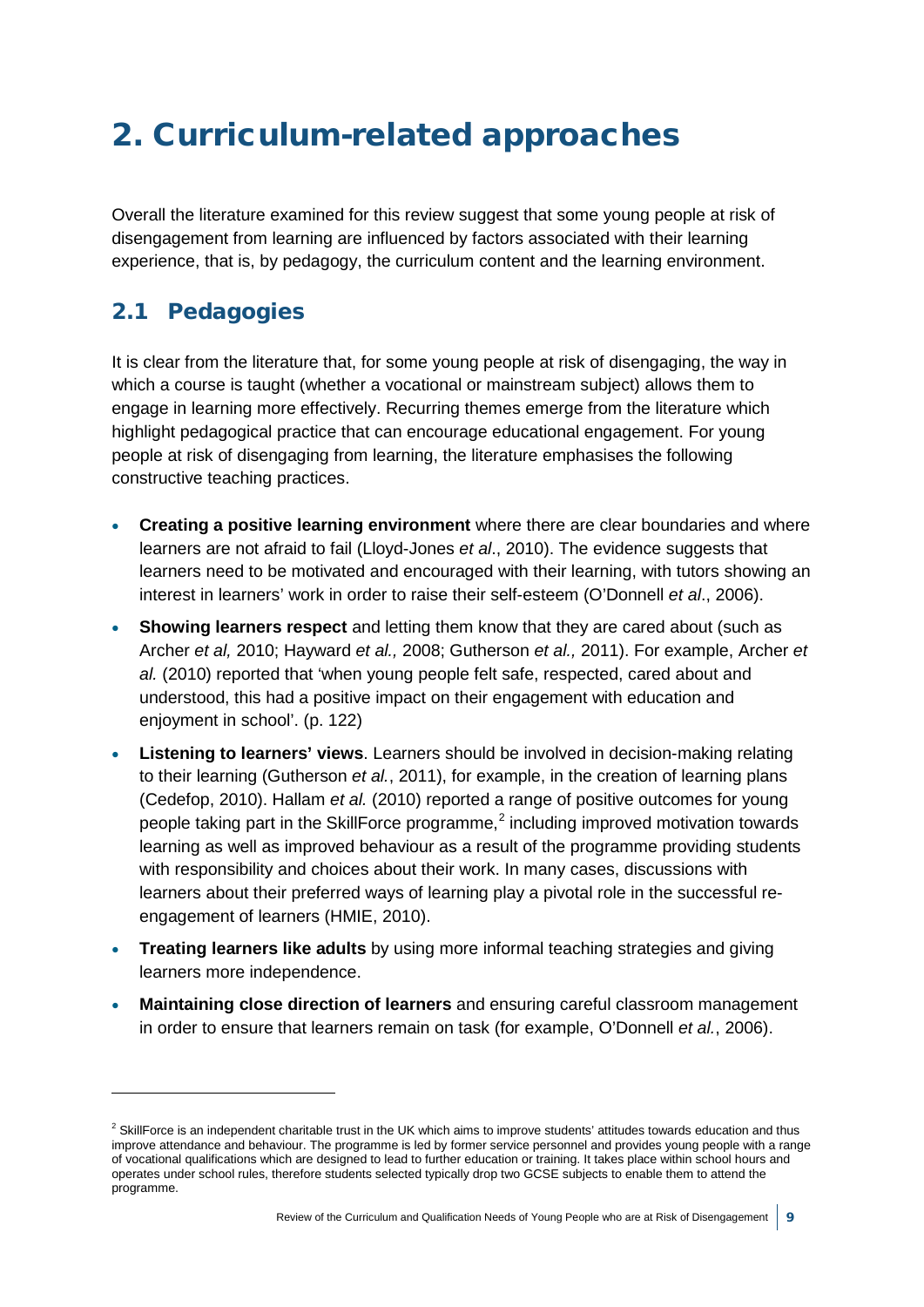# 2. Curriculum-related approaches

Overall the literature examined for this review suggest that some young people at risk of disengagement from learning are influenced by factors associated with their learning experience, that is, by pedagogy, the curriculum content and the learning environment.

## 2.1 Pedagogies

It is clear from the literature that, for some young people at risk of disengaging, the way in which a course is taught (whether a vocational or mainstream subject) allows them to engage in learning more effectively. Recurring themes emerge from the literature which highlight pedagogical practice that can encourage educational engagement. For young people at risk of disengaging from learning, the literature emphasises the following constructive teaching practices.

- **Creating a positive learning environment** where there are clear boundaries and where learners are not afraid to fail (Lloyd-Jones *et al*., 2010). The evidence suggests that learners need to be motivated and encouraged with their learning, with tutors showing an interest in learners' work in order to raise their self-esteem (O'Donnell *et al*., 2006).
- **Showing learners respect** and letting them know that they are cared about (such as Archer *et al,* 2010; Hayward *et al.,* 2008; Gutherson *et al.,* 2011). For example, Archer *et al.* (2010) reported that 'when young people felt safe, respected, cared about and understood, this had a positive impact on their engagement with education and enjoyment in school'. (p. 122)
- **Listening to learners' views**. Learners should be involved in decision-making relating to their learning (Gutherson *et al.*, 2011), for example, in the creation of learning plans (Cedefop, 2010). Hallam *et al.* (2010) reported a range of positive outcomes for young people taking part in the SkillForce programme,[2] including improved motivation towards learning as well as improved behaviour as a result of the programme providing students with responsibility and choices about their work. In many cases, discussions with learners about their preferred ways of learning play a pivotal role in the successful re-engagement of learners (HMIE, 2010).
- **Treating learners like adults** by using more informal teaching strategies and giving learners more independence.
- **Maintaining close direction of learners** and ensuring careful classroom management in order to ensure that learners remain on task (for example, O'Donnell *et al.*, 2006).

[2] SkillForce is an independent charitable trust in the UK which aims to improve students' attitudes towards education and thus improve attendance and behaviour. The programme is led by former service personnel and provides young people with a range of vocational qualifications which are designed to lead to further education or training. It takes place within school hours and operates under school rules, therefore students selected typically drop two GCSE subjects to enable them to attend the programme.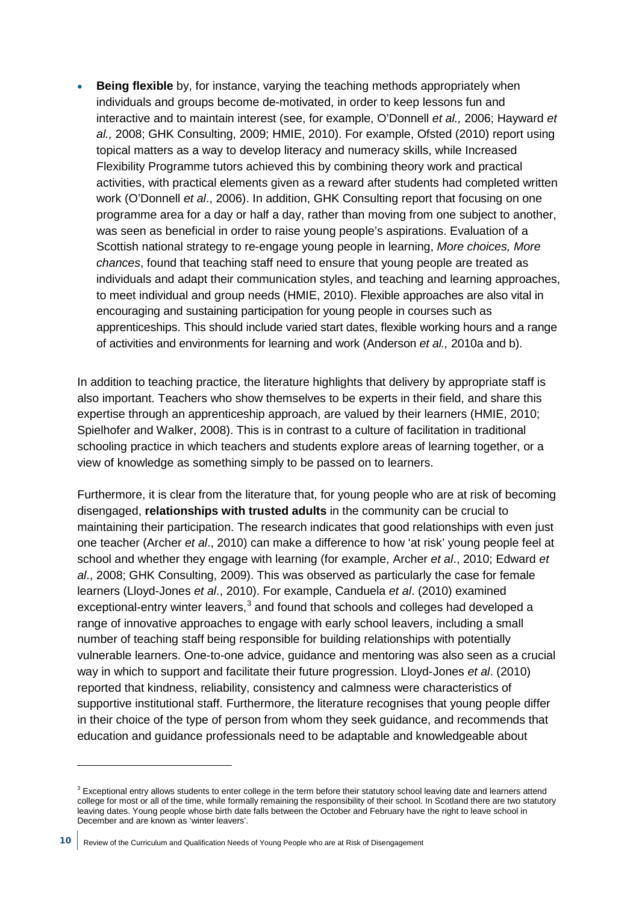- **Being flexible** by, for instance, varying the teaching methods appropriately when individuals and groups become de-motivated, in order to keep lessons fun and interactive and to maintain interest (see, for example, O'Donnell *et al.,* 2006; Hayward *et al.,* 2008; GHK Consulting, 2009; HMIE, 2010). For example, Ofsted (2010) report using topical matters as a way to develop literacy and numeracy skills, while Increased Flexibility Programme tutors achieved this by combining theory work and practical activities, with practical elements given as a reward after students had completed written work (O'Donnell *et al*., 2006). In addition, GHK Consulting report that focusing on one programme area for a day or half a day, rather than moving from one subject to another, was seen as beneficial in order to raise young people's aspirations. Evaluation of a Scottish national strategy to re-engage young people in learning, *More choices, More chances*, found that teaching staff need to ensure that young people are treated as individuals and adapt their communication styles, and teaching and learning approaches, to meet individual and group needs (HMIE, 2010). Flexible approaches are also vital in encouraging and sustaining participation for young people in courses such as apprenticeships. This should include varied start dates, flexible working hours and a range of activities and environments for learning and work (Anderson *et al.,* 2010a and b).

In addition to teaching practice, the literature highlights that delivery by appropriate staff is also important. Teachers who show themselves to be experts in their field, and share this expertise through an apprenticeship approach, are valued by their learners (HMIE, 2010; Spielhofer and Walker, 2008). This is in contrast to a culture of facilitation in traditional schooling practice in which teachers and students explore areas of learning together, or a view of knowledge as something simply to be passed on to learners.

Furthermore, it is clear from the literature that, for young people who are at risk of becoming disengaged, **relationships with trusted adults** in the community can be crucial to maintaining their participation. The research indicates that good relationships with even just one teacher (Archer *et al*., 2010) can make a difference to how 'at risk' young people feel at school and whether they engage with learning (for example, Archer *et al*., 2010; Edward *et al*., 2008; GHK Consulting, 2009). This was observed as particularly the case for female learners (Lloyd-Jones *et al*., 2010). For example, Canduela *et al*. (2010) examined exceptional-entry winter leavers,[3] and found that schools and colleges had developed a range of innovative approaches to engage with early school leavers, including a small number of teaching staff being responsible for building relationships with potentially vulnerable learners. One-to-one advice, guidance and mentoring was also seen as a crucial way in which to support and facilitate their future progression. Lloyd-Jones *et al*. (2010) reported that kindness, reliability, consistency and calmness were characteristics of supportive institutional staff. Furthermore, the literature recognises that young people differ in their choice of the type of person from whom they seek guidance, and recommends that education and guidance professionals need to be adaptable and knowledgeable about

---

[3] Exceptional entry allows students to enter college in the term before their statutory school leaving date and learners attend college for most or all of the time, while formally remaining the responsibility of their school. In Scotland there are two statutory leaving dates. Young people whose birth date falls between the October and February have the right to leave school in December and are known as 'winter leavers'.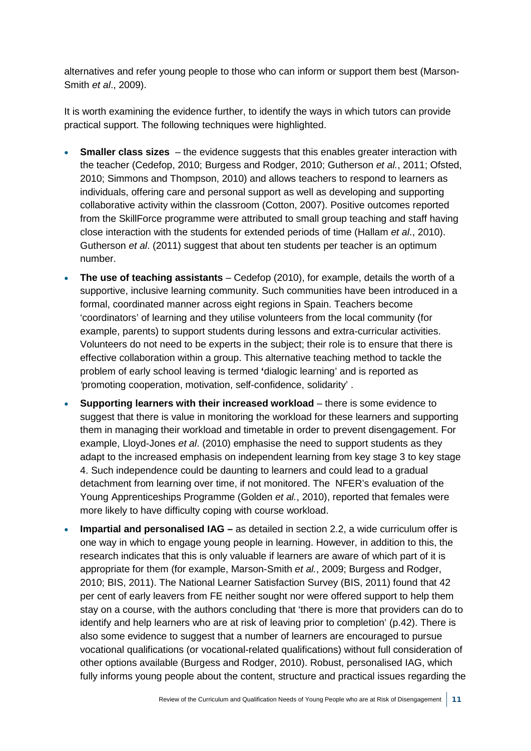alternatives and refer young people to those who can inform or support them best (Marson-Smith *et al*., 2009).

It is worth examining the evidence further, to identify the ways in which tutors can provide practical support. The following techniques were highlighted.

- **Smaller class sizes** – the evidence suggests that this enables greater interaction with the teacher (Cedefop, 2010; Burgess and Rodger, 2010; Gutherson *et al.*, 2011; Ofsted, 2010; Simmons and Thompson, 2010) and allows teachers to respond to learners as individuals, offering care and personal support as well as developing and supporting collaborative activity within the classroom (Cotton, 2007). Positive outcomes reported from the SkillForce programme were attributed to small group teaching and staff having close interaction with the students for extended periods of time (Hallam *et al*., 2010). Gutherson *et al*. (2011) suggest that about ten students per teacher is an optimum number.
- **The use of teaching assistants** – Cedefop (2010), for example, details the worth of a supportive, inclusive learning community. Such communities have been introduced in a formal, coordinated manner across eight regions in Spain. Teachers become 'coordinators' of learning and they utilise volunteers from the local community (for example, parents) to support students during lessons and extra-curricular activities. Volunteers do not need to be experts in the subject; their role is to ensure that there is effective collaboration within a group. This alternative teaching method to tackle the problem of early school leaving is termed **'**dialogic learning' and is reported as *'*promoting cooperation, motivation, self-confidence, solidarity' .
- **Supporting learners with their increased workload** – there is some evidence to suggest that there is value in monitoring the workload for these learners and supporting them in managing their workload and timetable in order to prevent disengagement. For example, Lloyd-Jones *et al*. (2010) emphasise the need to support students as they adapt to the increased emphasis on independent learning from key stage 3 to key stage 4. Such independence could be daunting to learners and could lead to a gradual detachment from learning over time, if not monitored. The NFER's evaluation of the Young Apprenticeships Programme (Golden *et al.*, 2010), reported that females were more likely to have difficulty coping with course workload.
- **Impartial and personalised IAG –** as detailed in section 2.2, a wide curriculum offer is one way in which to engage young people in learning. However, in addition to this, the research indicates that this is only valuable if learners are aware of which part of it is appropriate for them (for example, Marson-Smith *et al.*, 2009; Burgess and Rodger, 2010; BIS, 2011). The National Learner Satisfaction Survey (BIS, 2011) found that 42 per cent of early leavers from FE neither sought nor were offered support to help them stay on a course, with the authors concluding that 'there is more that providers can do to identify and help learners who are at risk of leaving prior to completion' (p.42). There is also some evidence to suggest that a number of learners are encouraged to pursue vocational qualifications (or vocational-related qualifications) without full consideration of other options available (Burgess and Rodger, 2010). Robust, personalised IAG, which fully informs young people about the content, structure and practical issues regarding the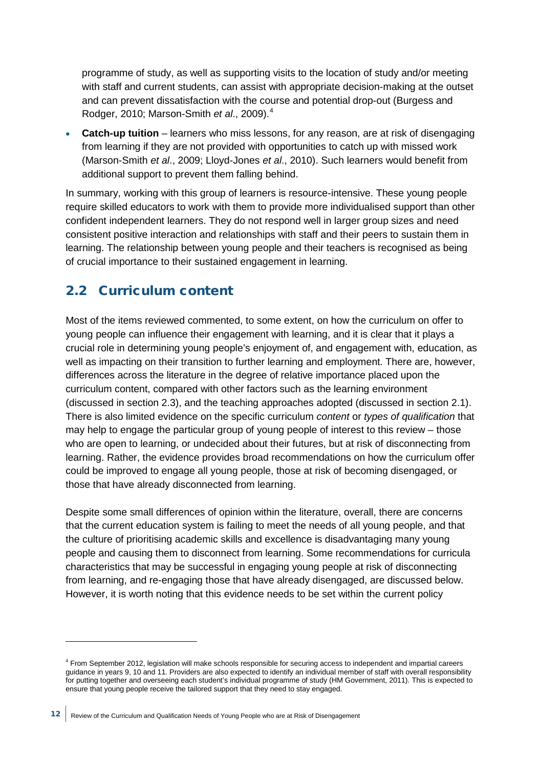programme of study, as well as supporting visits to the location of study and/or meeting with staff and current students, can assist with appropriate decision-making at the outset and can prevent dissatisfaction with the course and potential drop-out (Burgess and Rodger, 2010; Marson-Smith *et al*., 2009).[4]

- **Catch-up tuition** – learners who miss lessons, for any reason, are at risk of disengaging from learning if they are not provided with opportunities to catch up with missed work (Marson-Smith *et al*., 2009; Lloyd-Jones *et al*., 2010). Such learners would benefit from additional support to prevent them falling behind.

In summary, working with this group of learners is resource-intensive. These young people require skilled educators to work with them to provide more individualised support than other confident independent learners. They do not respond well in larger group sizes and need consistent positive interaction and relationships with staff and their peers to sustain them in learning. The relationship between young people and their teachers is recognised as being of crucial importance to their sustained engagement in learning.

## 2.2 Curriculum content

Most of the items reviewed commented, to some extent, on how the curriculum on offer to young people can influence their engagement with learning, and it is clear that it plays a crucial role in determining young people's enjoyment of, and engagement with, education, as well as impacting on their transition to further learning and employment. There are, however, differences across the literature in the degree of relative importance placed upon the curriculum content, compared with other factors such as the learning environment (discussed in section 2.3), and the teaching approaches adopted (discussed in section 2.1). There is also limited evidence on the specific curriculum *content* or *types of qualification* that may help to engage the particular group of young people of interest to this review – those who are open to learning, or undecided about their futures, but at risk of disconnecting from learning. Rather, the evidence provides broad recommendations on how the curriculum offer could be improved to engage all young people, those at risk of becoming disengaged, or those that have already disconnected from learning.

Despite some small differences of opinion within the literature, overall, there are concerns that the current education system is failing to meet the needs of all young people, and that the culture of prioritising academic skills and excellence is disadvantaging many young people and causing them to disconnect from learning. Some recommendations for curricula characteristics that may be successful in engaging young people at risk of disconnecting from learning, and re-engaging those that have already disengaged, are discussed below. However, it is worth noting that this evidence needs to be set within the current policy

---

[4] From September 2012, legislation will make schools responsible for securing access to independent and impartial careers guidance in years 9, 10 and 11. Providers are also expected to identify an individual member of staff with overall responsibility for putting together and overseeing each student's individual programme of study (HM Government, 2011). This is expected to ensure that young people receive the tailored support that they need to stay engaged.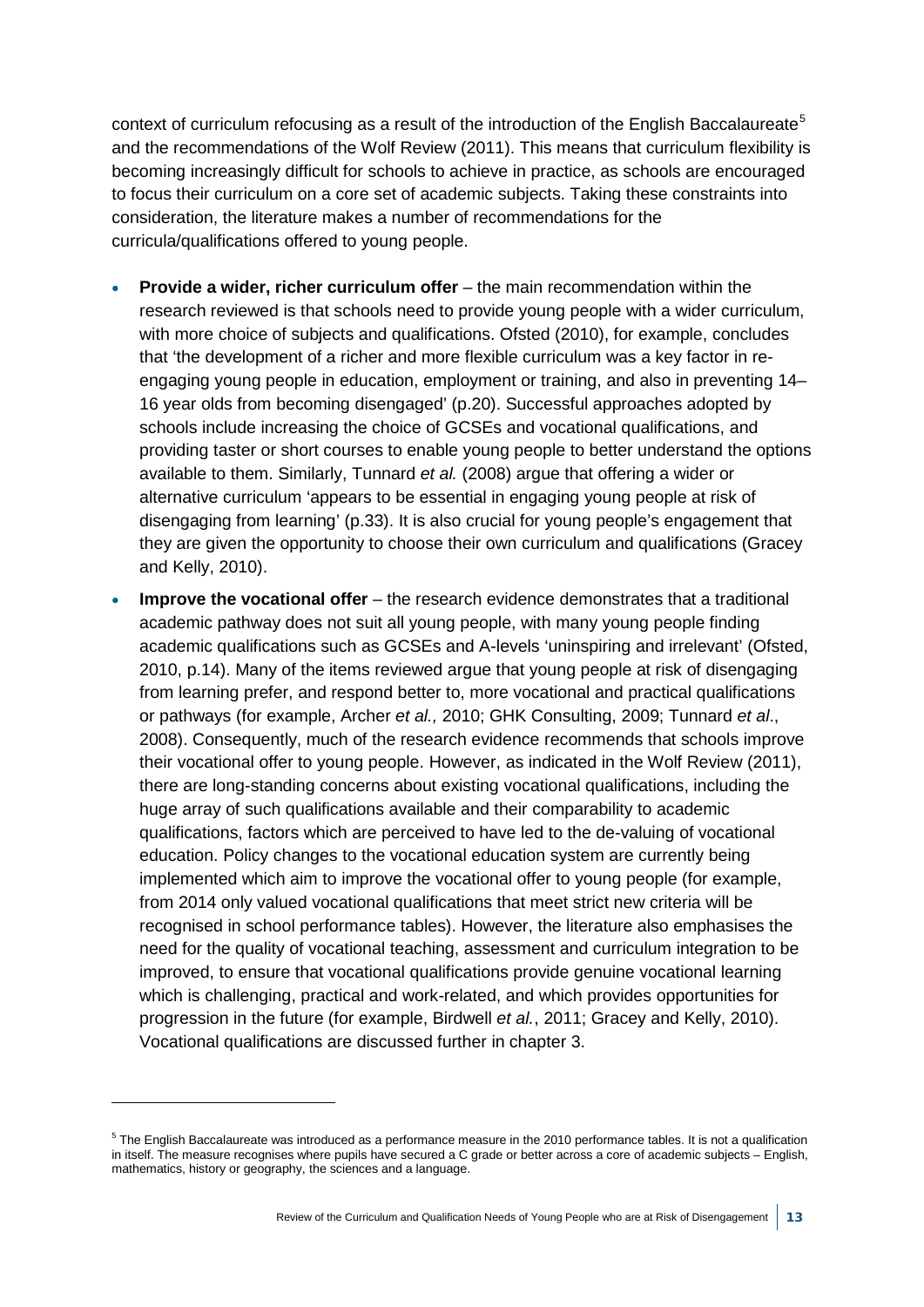context of curriculum refocusing as a result of the introduction of the English Baccalaureate[5] and the recommendations of the Wolf Review (2011). This means that curriculum flexibility is becoming increasingly difficult for schools to achieve in practice, as schools are encouraged to focus their curriculum on a core set of academic subjects. Taking these constraints into consideration, the literature makes a number of recommendations for the curricula/qualifications offered to young people.

- **Provide a wider, richer curriculum offer** – the main recommendation within the research reviewed is that schools need to provide young people with a wider curriculum, with more choice of subjects and qualifications. Ofsted (2010), for example, concludes that 'the development of a richer and more flexible curriculum was a key factor in re-engaging young people in education, employment or training, and also in preventing 14–16 year olds from becoming disengaged' (p.20). Successful approaches adopted by schools include increasing the choice of GCSEs and vocational qualifications, and providing taster or short courses to enable young people to better understand the options available to them. Similarly, Tunnard *et al.* (2008) argue that offering a wider or alternative curriculum 'appears to be essential in engaging young people at risk of disengaging from learning' (p.33). It is also crucial for young people's engagement that they are given the opportunity to choose their own curriculum and qualifications (Gracey and Kelly, 2010).
- **Improve the vocational offer** – the research evidence demonstrates that a traditional academic pathway does not suit all young people, with many young people finding academic qualifications such as GCSEs and A-levels 'uninspiring and irrelevant' (Ofsted, 2010, p.14). Many of the items reviewed argue that young people at risk of disengaging from learning prefer, and respond better to, more vocational and practical qualifications or pathways (for example, Archer *et al.,* 2010; GHK Consulting, 2009; Tunnard *et al*., 2008). Consequently, much of the research evidence recommends that schools improve their vocational offer to young people. However, as indicated in the Wolf Review (2011), there are long-standing concerns about existing vocational qualifications, including the huge array of such qualifications available and their comparability to academic qualifications, factors which are perceived to have led to the de-valuing of vocational education. Policy changes to the vocational education system are currently being implemented which aim to improve the vocational offer to young people (for example, from 2014 only valued vocational qualifications that meet strict new criteria will be recognised in school performance tables). However, the literature also emphasises the need for the quality of vocational teaching, assessment and curriculum integration to be improved, to ensure that vocational qualifications provide genuine vocational learning which is challenging, practical and work-related, and which provides opportunities for progression in the future (for example, Birdwell *et al.*, 2011; Gracey and Kelly, 2010). Vocational qualifications are discussed further in chapter 3.

[5] The English Baccalaureate was introduced as a performance measure in the 2010 performance tables. It is not a qualification in itself. The measure recognises where pupils have secured a C grade or better across a core of academic subjects – English, mathematics, history or geography, the sciences and a language.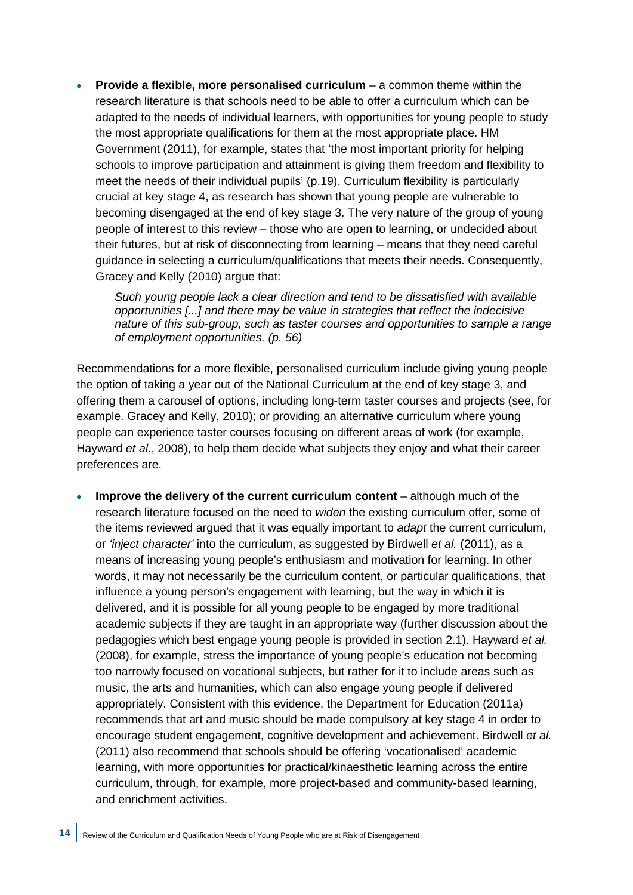- **Provide a flexible, more personalised curriculum** – a common theme within the research literature is that schools need to be able to offer a curriculum which can be adapted to the needs of individual learners, with opportunities for young people to study the most appropriate qualifications for them at the most appropriate place. HM Government (2011), for example, states that 'the most important priority for helping schools to improve participation and attainment is giving them freedom and flexibility to meet the needs of their individual pupils' (p.19). Curriculum flexibility is particularly crucial at key stage 4, as research has shown that young people are vulnerable to becoming disengaged at the end of key stage 3. The very nature of the group of young people of interest to this review – those who are open to learning, or undecided about their futures, but at risk of disconnecting from learning – means that they need careful guidance in selecting a curriculum/qualifications that meets their needs. Consequently, Gracey and Kelly (2010) argue that:

  > *Such young people lack a clear direction and tend to be dissatisfied with available opportunities [...] and there may be value in strategies that reflect the indecisive nature of this sub-group, such as taster courses and opportunities to sample a range of employment opportunities. (p. 56)*

Recommendations for a more flexible, personalised curriculum include giving young people the option of taking a year out of the National Curriculum at the end of key stage 3, and offering them a carousel of options, including long-term taster courses and projects (see, for example. Gracey and Kelly, 2010); or providing an alternative curriculum where young people can experience taster courses focusing on different areas of work (for example, Hayward *et al*., 2008), to help them decide what subjects they enjoy and what their career preferences are.

- **Improve the delivery of the current curriculum content** – although much of the research literature focused on the need to *widen* the existing curriculum offer, some of the items reviewed argued that it was equally important to *adapt* the current curriculum, or *'inject character'* into the curriculum, as suggested by Birdwell *et al.* (2011), as a means of increasing young people's enthusiasm and motivation for learning. In other words, it may not necessarily be the curriculum content, or particular qualifications, that influence a young person's engagement with learning, but the way in which it is delivered, and it is possible for all young people to be engaged by more traditional academic subjects if they are taught in an appropriate way (further discussion about the pedagogies which best engage young people is provided in section 2.1). Hayward *et al.* (2008), for example, stress the importance of young people's education not becoming too narrowly focused on vocational subjects, but rather for it to include areas such as music, the arts and humanities, which can also engage young people if delivered appropriately. Consistent with this evidence, the Department for Education (2011a) recommends that art and music should be made compulsory at key stage 4 in order to encourage student engagement, cognitive development and achievement. Birdwell *et al.* (2011) also recommend that schools should be offering 'vocationalised' academic learning, with more opportunities for practical/kinaesthetic learning across the entire curriculum, through, for example, more project-based and community-based learning, and enrichment activities.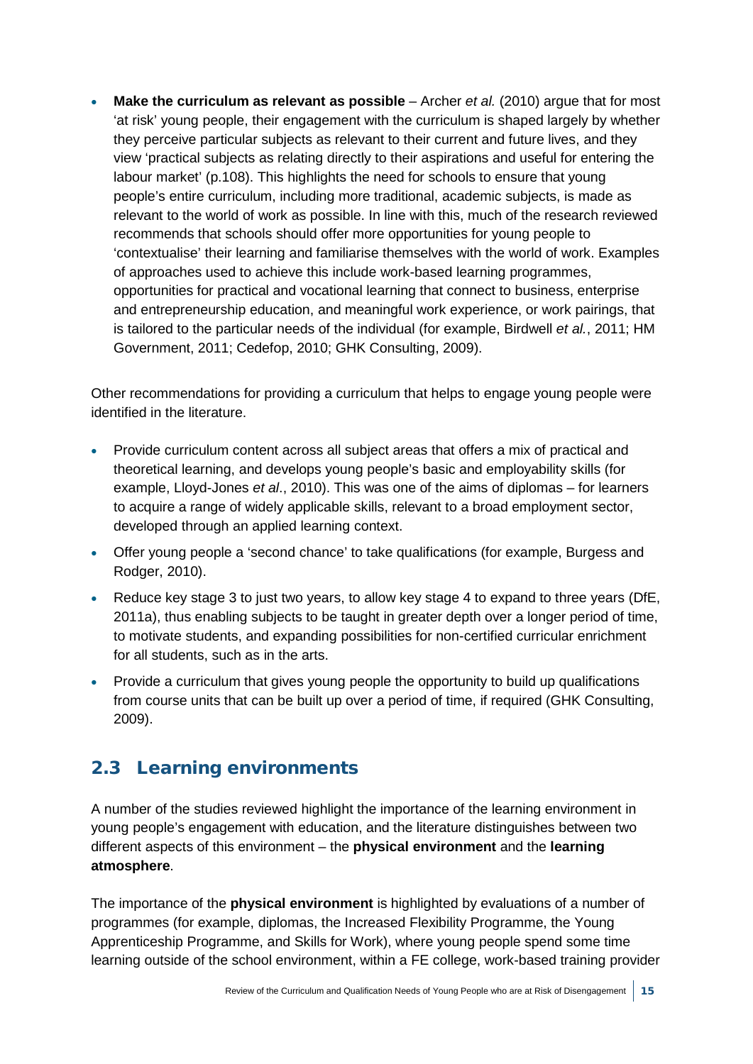- **Make the curriculum as relevant as possible** – Archer *et al.* (2010) argue that for most 'at risk' young people, their engagement with the curriculum is shaped largely by whether they perceive particular subjects as relevant to their current and future lives, and they view 'practical subjects as relating directly to their aspirations and useful for entering the labour market' (p.108). This highlights the need for schools to ensure that young people's entire curriculum, including more traditional, academic subjects, is made as relevant to the world of work as possible. In line with this, much of the research reviewed recommends that schools should offer more opportunities for young people to 'contextualise' their learning and familiarise themselves with the world of work. Examples of approaches used to achieve this include work-based learning programmes, opportunities for practical and vocational learning that connect to business, enterprise and entrepreneurship education, and meaningful work experience, or work pairings, that is tailored to the particular needs of the individual (for example, Birdwell *et al.*, 2011; HM Government, 2011; Cedefop, 2010; GHK Consulting, 2009).

Other recommendations for providing a curriculum that helps to engage young people were identified in the literature.

- Provide curriculum content across all subject areas that offers a mix of practical and theoretical learning, and develops young people's basic and employability skills (for example, Lloyd-Jones *et al*., 2010). This was one of the aims of diplomas – for learners to acquire a range of widely applicable skills, relevant to a broad employment sector, developed through an applied learning context.
- Offer young people a 'second chance' to take qualifications (for example, Burgess and Rodger, 2010).
- Reduce key stage 3 to just two years, to allow key stage 4 to expand to three years (DfE, 2011a), thus enabling subjects to be taught in greater depth over a longer period of time, to motivate students, and expanding possibilities for non-certified curricular enrichment for all students, such as in the arts.
- Provide a curriculum that gives young people the opportunity to build up qualifications from course units that can be built up over a period of time, if required (GHK Consulting, 2009).

## 2.3 Learning environments

A number of the studies reviewed highlight the importance of the learning environment in young people's engagement with education, and the literature distinguishes between two different aspects of this environment – the **physical environment** and the **learning atmosphere**.

The importance of the **physical environment** is highlighted by evaluations of a number of programmes (for example, diplomas, the Increased Flexibility Programme, the Young Apprenticeship Programme, and Skills for Work), where young people spend some time learning outside of the school environment, within a FE college, work-based training provider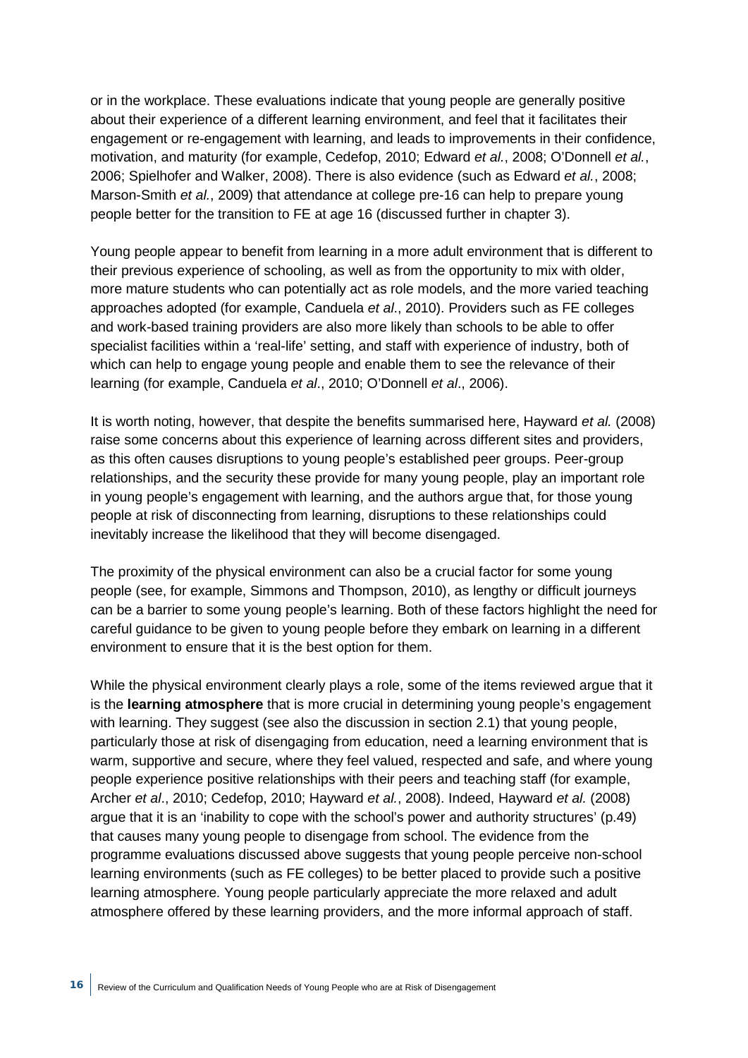or in the workplace. These evaluations indicate that young people are generally positive about their experience of a different learning environment, and feel that it facilitates their engagement or re-engagement with learning, and leads to improvements in their confidence, motivation, and maturity (for example, Cedefop, 2010; Edward *et al.*, 2008; O'Donnell *et al.*, 2006; Spielhofer and Walker, 2008). There is also evidence (such as Edward *et al.*, 2008; Marson-Smith *et al.*, 2009) that attendance at college pre-16 can help to prepare young people better for the transition to FE at age 16 (discussed further in chapter 3).

Young people appear to benefit from learning in a more adult environment that is different to their previous experience of schooling, as well as from the opportunity to mix with older, more mature students who can potentially act as role models, and the more varied teaching approaches adopted (for example, Canduela *et al*., 2010). Providers such as FE colleges and work-based training providers are also more likely than schools to be able to offer specialist facilities within a 'real-life' setting, and staff with experience of industry, both of which can help to engage young people and enable them to see the relevance of their learning (for example, Canduela *et al*., 2010; O'Donnell *et al*., 2006).

It is worth noting, however, that despite the benefits summarised here, Hayward *et al.* (2008) raise some concerns about this experience of learning across different sites and providers, as this often causes disruptions to young people's established peer groups. Peer-group relationships, and the security these provide for many young people, play an important role in young people's engagement with learning, and the authors argue that, for those young people at risk of disconnecting from learning, disruptions to these relationships could inevitably increase the likelihood that they will become disengaged.

The proximity of the physical environment can also be a crucial factor for some young people (see, for example, Simmons and Thompson, 2010), as lengthy or difficult journeys can be a barrier to some young people's learning. Both of these factors highlight the need for careful guidance to be given to young people before they embark on learning in a different environment to ensure that it is the best option for them.

While the physical environment clearly plays a role, some of the items reviewed argue that it is the **learning atmosphere** that is more crucial in determining young people's engagement with learning. They suggest (see also the discussion in section 2.1) that young people, particularly those at risk of disengaging from education, need a learning environment that is warm, supportive and secure, where they feel valued, respected and safe, and where young people experience positive relationships with their peers and teaching staff (for example, Archer *et al*., 2010; Cedefop, 2010; Hayward *et al.*, 2008). Indeed, Hayward *et al.* (2008) argue that it is an 'inability to cope with the school's power and authority structures' (p.49) that causes many young people to disengage from school. The evidence from the programme evaluations discussed above suggests that young people perceive non-school learning environments (such as FE colleges) to be better placed to provide such a positive learning atmosphere. Young people particularly appreciate the more relaxed and adult atmosphere offered by these learning providers, and the more informal approach of staff.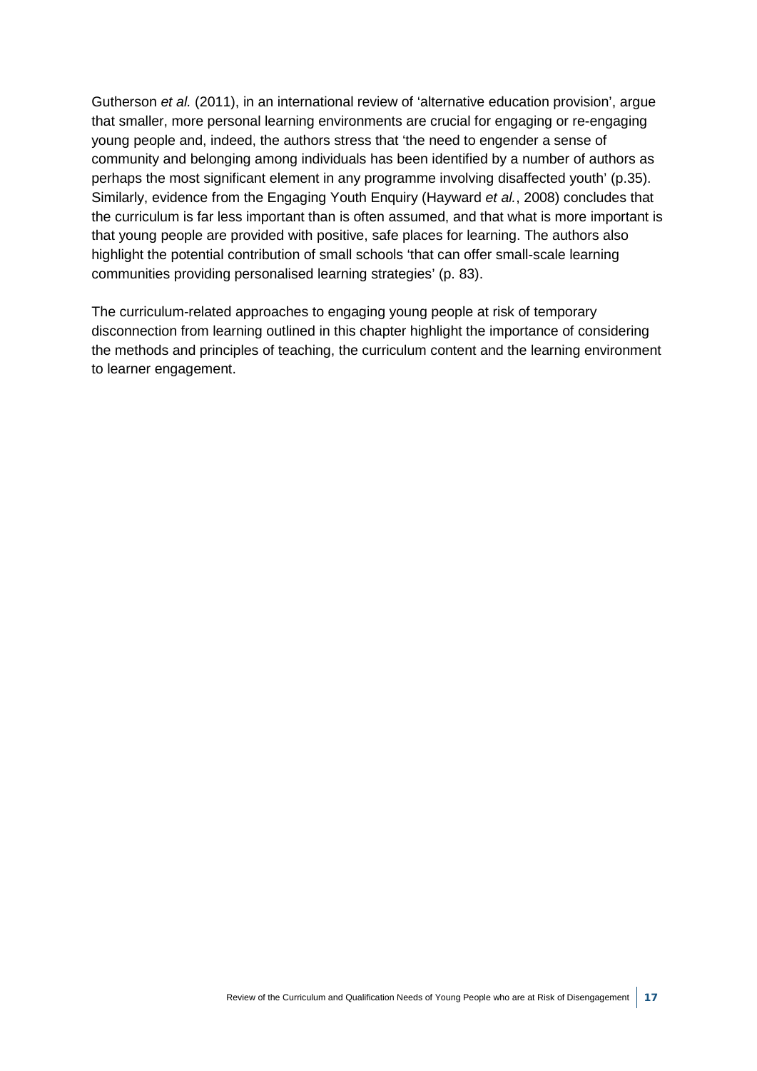Gutherson *et al.* (2011), in an international review of 'alternative education provision', argue that smaller, more personal learning environments are crucial for engaging or re-engaging young people and, indeed, the authors stress that 'the need to engender a sense of community and belonging among individuals has been identified by a number of authors as perhaps the most significant element in any programme involving disaffected youth' (p.35). Similarly, evidence from the Engaging Youth Enquiry (Hayward *et al.*, 2008) concludes that the curriculum is far less important than is often assumed, and that what is more important is that young people are provided with positive, safe places for learning. The authors also highlight the potential contribution of small schools 'that can offer small-scale learning communities providing personalised learning strategies' (p. 83).

The curriculum-related approaches to engaging young people at risk of temporary disconnection from learning outlined in this chapter highlight the importance of considering the methods and principles of teaching, the curriculum content and the learning environment to learner engagement.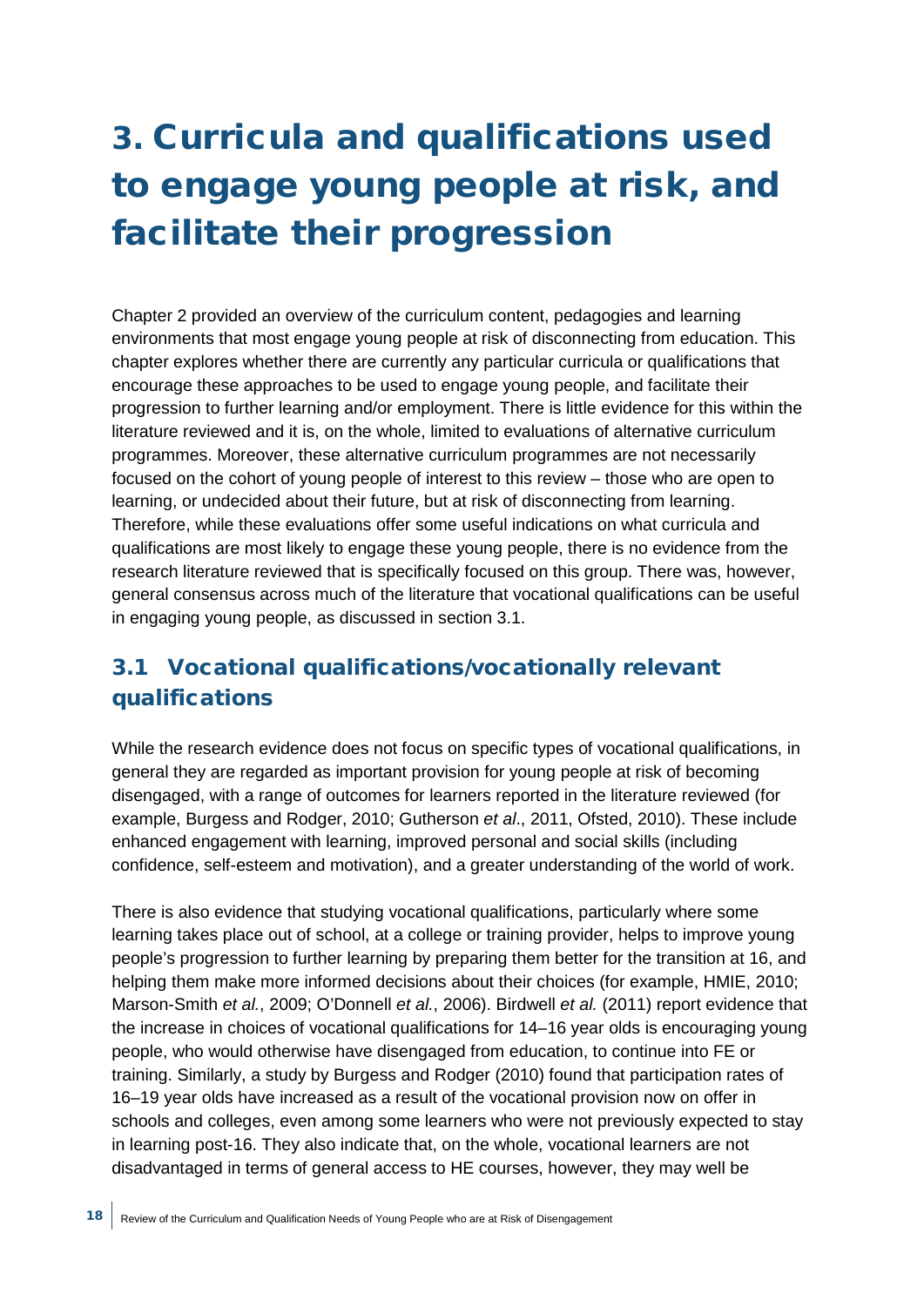# 3. Curricula and qualifications used to engage young people at risk, and facilitate their progression

Chapter 2 provided an overview of the curriculum content, pedagogies and learning environments that most engage young people at risk of disconnecting from education. This chapter explores whether there are currently any particular curricula or qualifications that encourage these approaches to be used to engage young people, and facilitate their progression to further learning and/or employment. There is little evidence for this within the literature reviewed and it is, on the whole, limited to evaluations of alternative curriculum programmes. Moreover, these alternative curriculum programmes are not necessarily focused on the cohort of young people of interest to this review – those who are open to learning, or undecided about their future, but at risk of disconnecting from learning. Therefore, while these evaluations offer some useful indications on what curricula and qualifications are most likely to engage these young people, there is no evidence from the research literature reviewed that is specifically focused on this group. There was, however, general consensus across much of the literature that vocational qualifications can be useful in engaging young people, as discussed in section 3.1.

## 3.1 Vocational qualifications/vocationally relevant qualifications

While the research evidence does not focus on specific types of vocational qualifications, in general they are regarded as important provision for young people at risk of becoming disengaged, with a range of outcomes for learners reported in the literature reviewed (for example, Burgess and Rodger, 2010; Gutherson *et al*., 2011, Ofsted, 2010). These include enhanced engagement with learning, improved personal and social skills (including confidence, self-esteem and motivation), and a greater understanding of the world of work.

There is also evidence that studying vocational qualifications, particularly where some learning takes place out of school, at a college or training provider, helps to improve young people's progression to further learning by preparing them better for the transition at 16, and helping them make more informed decisions about their choices (for example, HMIE, 2010; Marson-Smith *et al.*, 2009; O'Donnell *et al.*, 2006). Birdwell *et al.* (2011) report evidence that the increase in choices of vocational qualifications for 14–16 year olds is encouraging young people, who would otherwise have disengaged from education, to continue into FE or training. Similarly, a study by Burgess and Rodger (2010) found that participation rates of 16–19 year olds have increased as a result of the vocational provision now on offer in schools and colleges, even among some learners who were not previously expected to stay in learning post-16. They also indicate that, on the whole, vocational learners are not disadvantaged in terms of general access to HE courses, however, they may well be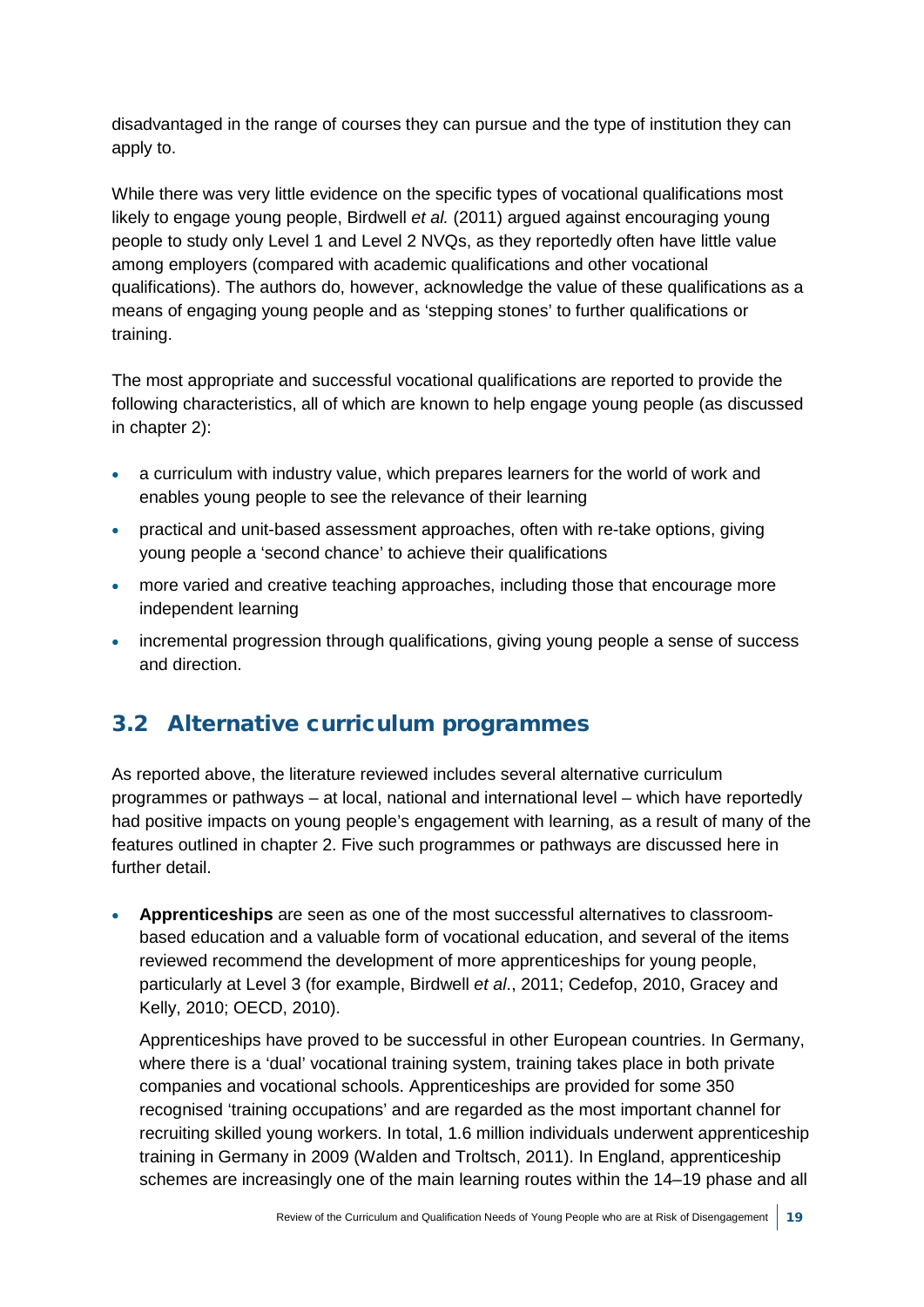disadvantaged in the range of courses they can pursue and the type of institution they can apply to.

While there was very little evidence on the specific types of vocational qualifications most likely to engage young people, Birdwell *et al.* (2011) argued against encouraging young people to study only Level 1 and Level 2 NVQs, as they reportedly often have little value among employers (compared with academic qualifications and other vocational qualifications). The authors do, however, acknowledge the value of these qualifications as a means of engaging young people and as 'stepping stones' to further qualifications or training.

The most appropriate and successful vocational qualifications are reported to provide the following characteristics, all of which are known to help engage young people (as discussed in chapter 2):

- a curriculum with industry value, which prepares learners for the world of work and enables young people to see the relevance of their learning
- practical and unit-based assessment approaches, often with re-take options, giving young people a 'second chance' to achieve their qualifications
- more varied and creative teaching approaches, including those that encourage more independent learning
- incremental progression through qualifications, giving young people a sense of success and direction.

## 3.2 Alternative curriculum programmes

As reported above, the literature reviewed includes several alternative curriculum programmes or pathways – at local, national and international level – which have reportedly had positive impacts on young people's engagement with learning, as a result of many of the features outlined in chapter 2. Five such programmes or pathways are discussed here in further detail.

- **Apprenticeships** are seen as one of the most successful alternatives to classroom-based education and a valuable form of vocational education, and several of the items reviewed recommend the development of more apprenticeships for young people, particularly at Level 3 (for example, Birdwell *et al*., 2011; Cedefop, 2010, Gracey and Kelly, 2010; OECD, 2010).

  Apprenticeships have proved to be successful in other European countries. In Germany, where there is a 'dual' vocational training system, training takes place in both private companies and vocational schools. Apprenticeships are provided for some 350 recognised 'training occupations' and are regarded as the most important channel for recruiting skilled young workers. In total, 1.6 million individuals underwent apprenticeship training in Germany in 2009 (Walden and Troltsch, 2011). In England, apprenticeship schemes are increasingly one of the main learning routes within the 14–19 phase and all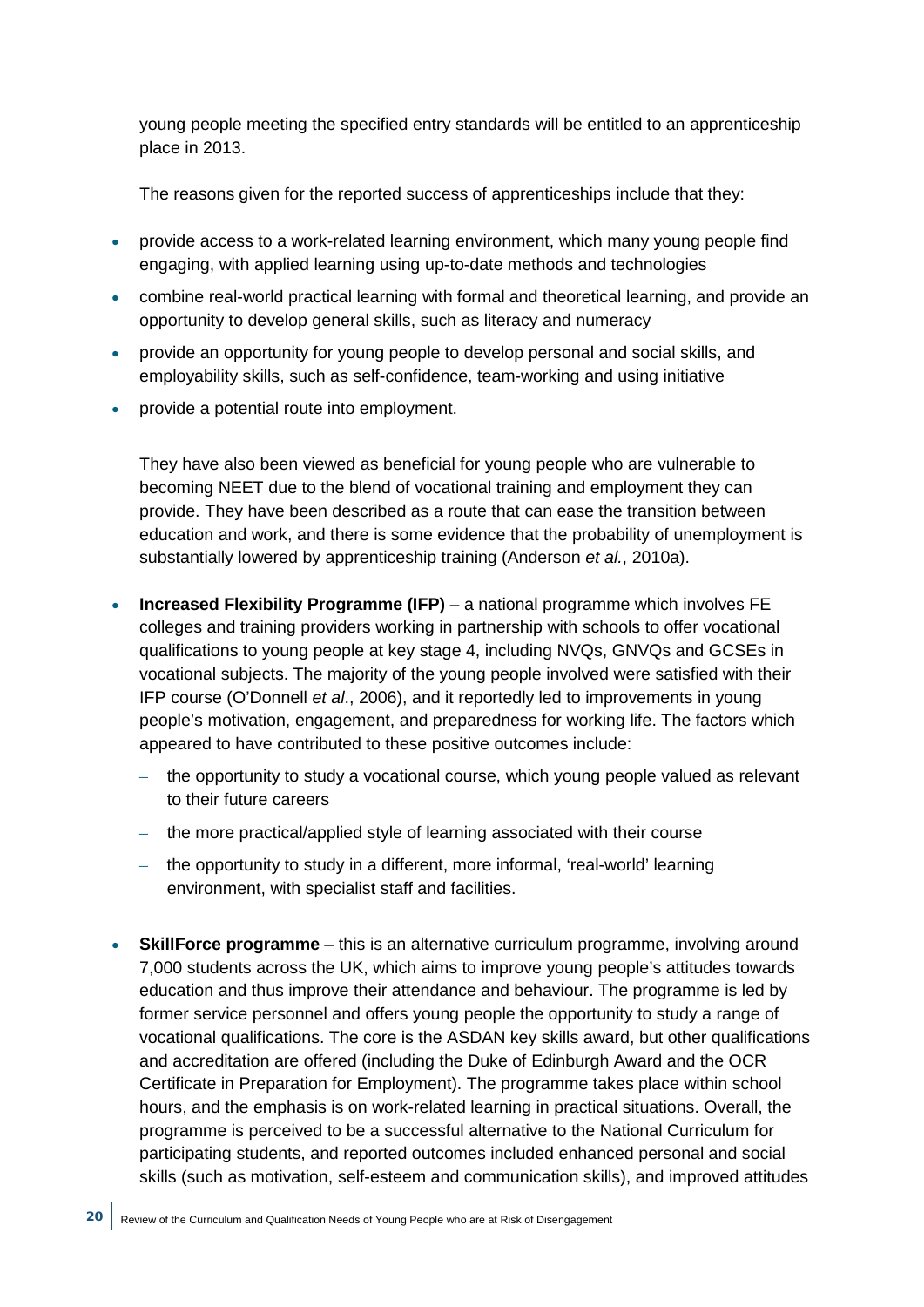young people meeting the specified entry standards will be entitled to an apprenticeship place in 2013.

The reasons given for the reported success of apprenticeships include that they:

- provide access to a work-related learning environment, which many young people find engaging, with applied learning using up-to-date methods and technologies
- combine real-world practical learning with formal and theoretical learning, and provide an opportunity to develop general skills, such as literacy and numeracy
- provide an opportunity for young people to develop personal and social skills, and employability skills, such as self-confidence, team-working and using initiative
- provide a potential route into employment.

They have also been viewed as beneficial for young people who are vulnerable to becoming NEET due to the blend of vocational training and employment they can provide. They have been described as a route that can ease the transition between education and work, and there is some evidence that the probability of unemployment is substantially lowered by apprenticeship training (Anderson *et al.*, 2010a).

- **Increased Flexibility Programme (IFP)** – a national programme which involves FE colleges and training providers working in partnership with schools to offer vocational qualifications to young people at key stage 4, including NVQs, GNVQs and GCSEs in vocational subjects. The majority of the young people involved were satisfied with their IFP course (O'Donnell *et al*., 2006), and it reportedly led to improvements in young people's motivation, engagement, and preparedness for working life. The factors which appeared to have contributed to these positive outcomes include:
  - the opportunity to study a vocational course, which young people valued as relevant to their future careers
  - the more practical/applied style of learning associated with their course
  - the opportunity to study in a different, more informal, 'real-world' learning environment, with specialist staff and facilities.

- **SkillForce programme** – this is an alternative curriculum programme, involving around 7,000 students across the UK, which aims to improve young people's attitudes towards education and thus improve their attendance and behaviour. The programme is led by former service personnel and offers young people the opportunity to study a range of vocational qualifications. The core is the ASDAN key skills award, but other qualifications and accreditation are offered (including the Duke of Edinburgh Award and the OCR Certificate in Preparation for Employment). The programme takes place within school hours, and the emphasis is on work-related learning in practical situations. Overall, the programme is perceived to be a successful alternative to the National Curriculum for participating students, and reported outcomes included enhanced personal and social skills (such as motivation, self-esteem and communication skills), and improved attitudes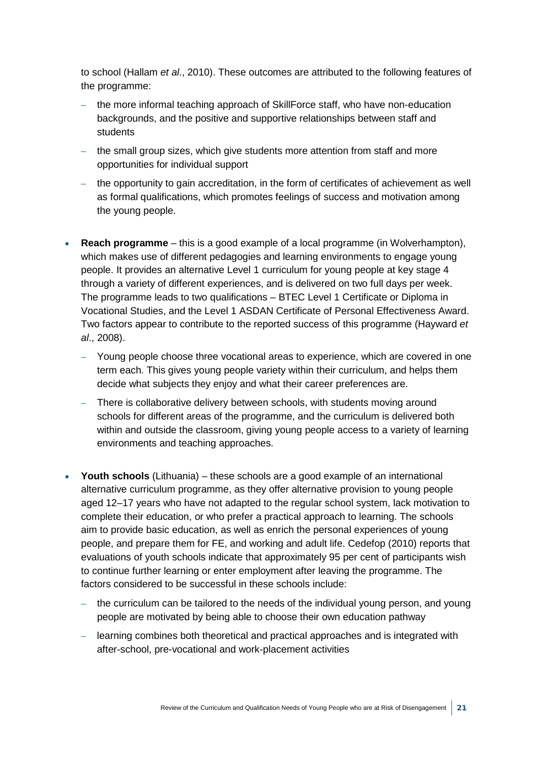to school (Hallam *et al*., 2010). These outcomes are attributed to the following features of the programme:

- the more informal teaching approach of SkillForce staff, who have non-education backgrounds, and the positive and supportive relationships between staff and students
- the small group sizes, which give students more attention from staff and more opportunities for individual support
- the opportunity to gain accreditation, in the form of certificates of achievement as well as formal qualifications, which promotes feelings of success and motivation among the young people.

- **Reach programme** – this is a good example of a local programme (in Wolverhampton), which makes use of different pedagogies and learning environments to engage young people. It provides an alternative Level 1 curriculum for young people at key stage 4 through a variety of different experiences, and is delivered on two full days per week. The programme leads to two qualifications – BTEC Level 1 Certificate or Diploma in Vocational Studies, and the Level 1 ASDAN Certificate of Personal Effectiveness Award. Two factors appear to contribute to the reported success of this programme (Hayward *et al*., 2008).
  - Young people choose three vocational areas to experience, which are covered in one term each. This gives young people variety within their curriculum, and helps them decide what subjects they enjoy and what their career preferences are.
  - There is collaborative delivery between schools, with students moving around schools for different areas of the programme, and the curriculum is delivered both within and outside the classroom, giving young people access to a variety of learning environments and teaching approaches.

- **Youth schools** (Lithuania) – these schools are a good example of an international alternative curriculum programme, as they offer alternative provision to young people aged 12–17 years who have not adapted to the regular school system, lack motivation to complete their education, or who prefer a practical approach to learning. The schools aim to provide basic education, as well as enrich the personal experiences of young people, and prepare them for FE, and working and adult life. Cedefop (2010) reports that evaluations of youth schools indicate that approximately 95 per cent of participants wish to continue further learning or enter employment after leaving the programme. The factors considered to be successful in these schools include:
  - the curriculum can be tailored to the needs of the individual young person, and young people are motivated by being able to choose their own education pathway
  - learning combines both theoretical and practical approaches and is integrated with after-school, pre-vocational and work-placement activities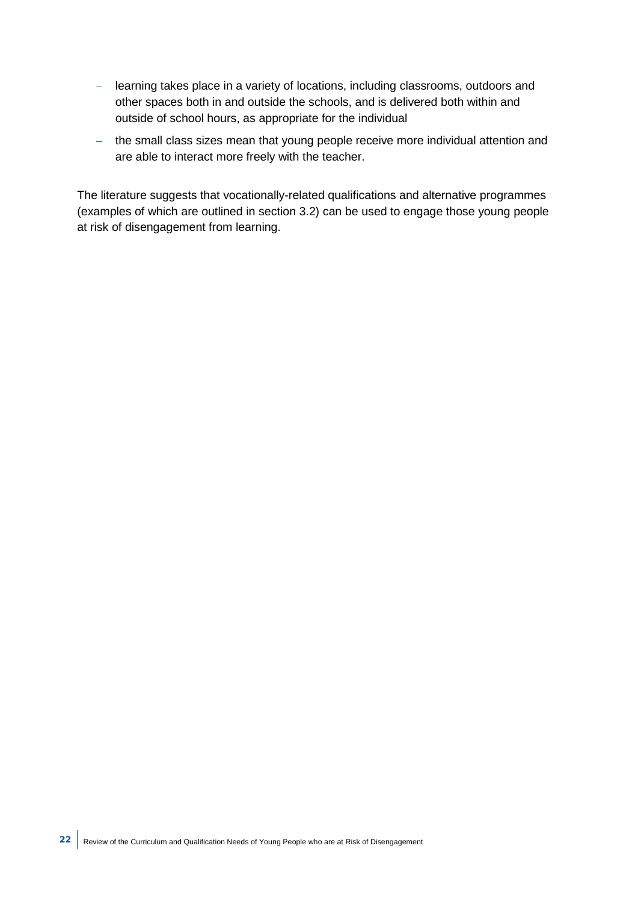- learning takes place in a variety of locations, including classrooms, outdoors and other spaces both in and outside the schools, and is delivered both within and outside of school hours, as appropriate for the individual
- the small class sizes mean that young people receive more individual attention and are able to interact more freely with the teacher.

The literature suggests that vocationally-related qualifications and alternative programmes (examples of which are outlined in section 3.2) can be used to engage those young people at risk of disengagement from learning.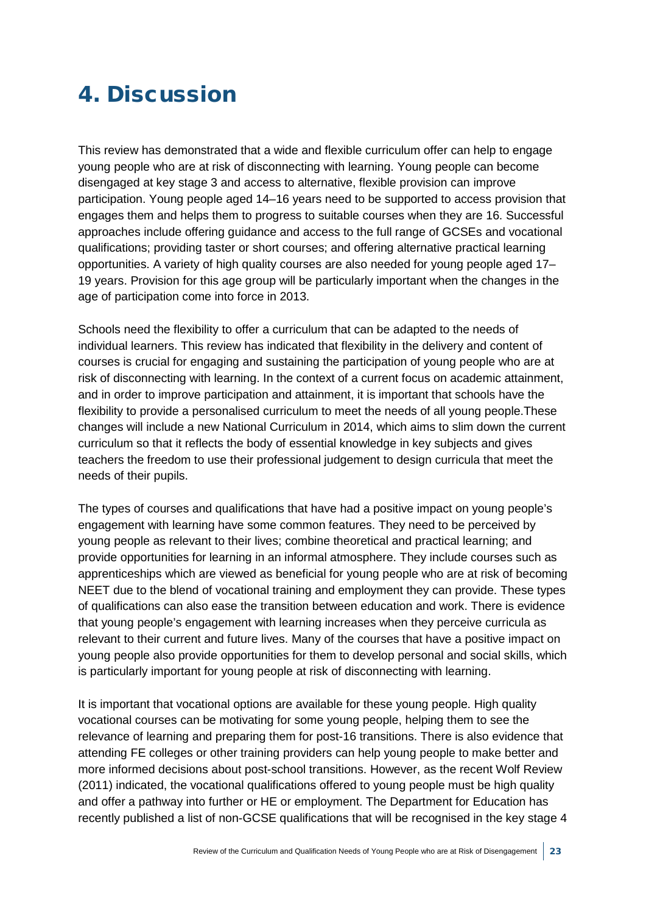# 4. Discussion

This review has demonstrated that a wide and flexible curriculum offer can help to engage young people who are at risk of disconnecting with learning. Young people can become disengaged at key stage 3 and access to alternative, flexible provision can improve participation. Young people aged 14–16 years need to be supported to access provision that engages them and helps them to progress to suitable courses when they are 16. Successful approaches include offering guidance and access to the full range of GCSEs and vocational qualifications; providing taster or short courses; and offering alternative practical learning opportunities. A variety of high quality courses are also needed for young people aged 17–19 years. Provision for this age group will be particularly important when the changes in the age of participation come into force in 2013.

Schools need the flexibility to offer a curriculum that can be adapted to the needs of individual learners. This review has indicated that flexibility in the delivery and content of courses is crucial for engaging and sustaining the participation of young people who are at risk of disconnecting with learning. In the context of a current focus on academic attainment, and in order to improve participation and attainment, it is important that schools have the flexibility to provide a personalised curriculum to meet the needs of all young people.These changes will include a new National Curriculum in 2014, which aims to slim down the current curriculum so that it reflects the body of essential knowledge in key subjects and gives teachers the freedom to use their professional judgement to design curricula that meet the needs of their pupils.

The types of courses and qualifications that have had a positive impact on young people's engagement with learning have some common features. They need to be perceived by young people as relevant to their lives; combine theoretical and practical learning; and provide opportunities for learning in an informal atmosphere. They include courses such as apprenticeships which are viewed as beneficial for young people who are at risk of becoming NEET due to the blend of vocational training and employment they can provide. These types of qualifications can also ease the transition between education and work. There is evidence that young people's engagement with learning increases when they perceive curricula as relevant to their current and future lives. Many of the courses that have a positive impact on young people also provide opportunities for them to develop personal and social skills, which is particularly important for young people at risk of disconnecting with learning.

It is important that vocational options are available for these young people. High quality vocational courses can be motivating for some young people, helping them to see the relevance of learning and preparing them for post-16 transitions. There is also evidence that attending FE colleges or other training providers can help young people to make better and more informed decisions about post-school transitions. However, as the recent Wolf Review (2011) indicated, the vocational qualifications offered to young people must be high quality and offer a pathway into further or HE or employment. The Department for Education has recently published a list of non-GCSE qualifications that will be recognised in the key stage 4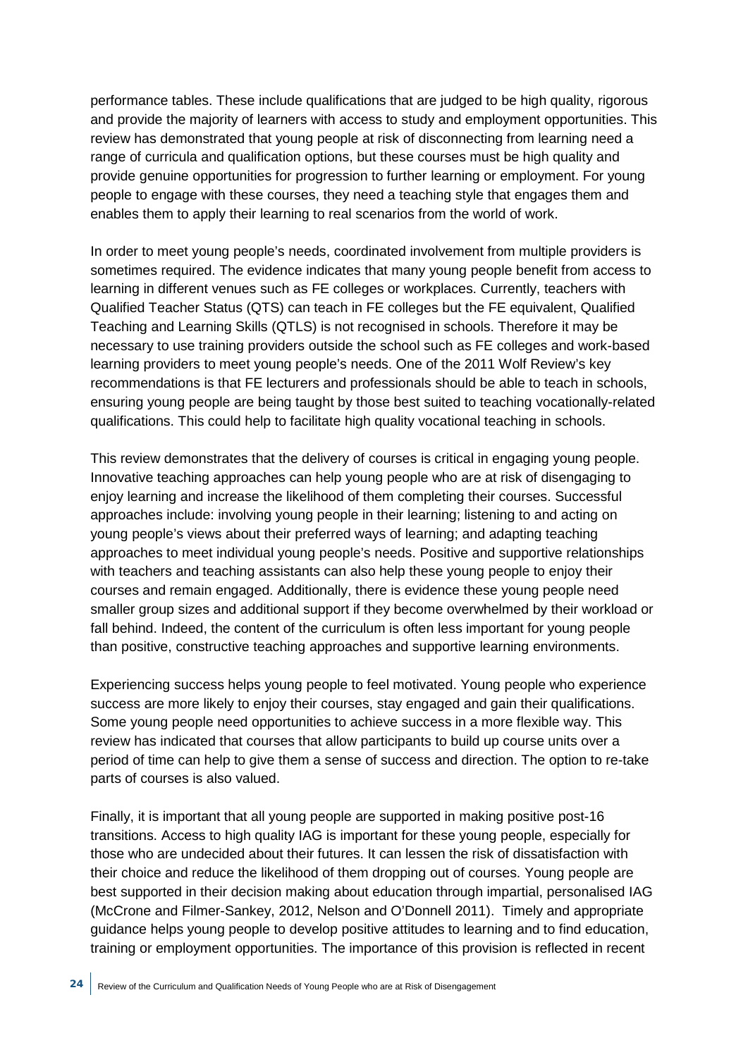performance tables. These include qualifications that are judged to be high quality, rigorous and provide the majority of learners with access to study and employment opportunities. This review has demonstrated that young people at risk of disconnecting from learning need a range of curricula and qualification options, but these courses must be high quality and provide genuine opportunities for progression to further learning or employment. For young people to engage with these courses, they need a teaching style that engages them and enables them to apply their learning to real scenarios from the world of work.

In order to meet young people's needs, coordinated involvement from multiple providers is sometimes required. The evidence indicates that many young people benefit from access to learning in different venues such as FE colleges or workplaces. Currently, teachers with Qualified Teacher Status (QTS) can teach in FE colleges but the FE equivalent, Qualified Teaching and Learning Skills (QTLS) is not recognised in schools. Therefore it may be necessary to use training providers outside the school such as FE colleges and work-based learning providers to meet young people's needs. One of the 2011 Wolf Review's key recommendations is that FE lecturers and professionals should be able to teach in schools, ensuring young people are being taught by those best suited to teaching vocationally-related qualifications. This could help to facilitate high quality vocational teaching in schools.

This review demonstrates that the delivery of courses is critical in engaging young people. Innovative teaching approaches can help young people who are at risk of disengaging to enjoy learning and increase the likelihood of them completing their courses. Successful approaches include: involving young people in their learning; listening to and acting on young people's views about their preferred ways of learning; and adapting teaching approaches to meet individual young people's needs. Positive and supportive relationships with teachers and teaching assistants can also help these young people to enjoy their courses and remain engaged. Additionally, there is evidence these young people need smaller group sizes and additional support if they become overwhelmed by their workload or fall behind. Indeed, the content of the curriculum is often less important for young people than positive, constructive teaching approaches and supportive learning environments.

Experiencing success helps young people to feel motivated. Young people who experience success are more likely to enjoy their courses, stay engaged and gain their qualifications. Some young people need opportunities to achieve success in a more flexible way. This review has indicated that courses that allow participants to build up course units over a period of time can help to give them a sense of success and direction. The option to re-take parts of courses is also valued.

Finally, it is important that all young people are supported in making positive post-16 transitions. Access to high quality IAG is important for these young people, especially for those who are undecided about their futures. It can lessen the risk of dissatisfaction with their choice and reduce the likelihood of them dropping out of courses. Young people are best supported in their decision making about education through impartial, personalised IAG (McCrone and Filmer-Sankey, 2012, Nelson and O'Donnell 2011). Timely and appropriate guidance helps young people to develop positive attitudes to learning and to find education, training or employment opportunities. The importance of this provision is reflected in recent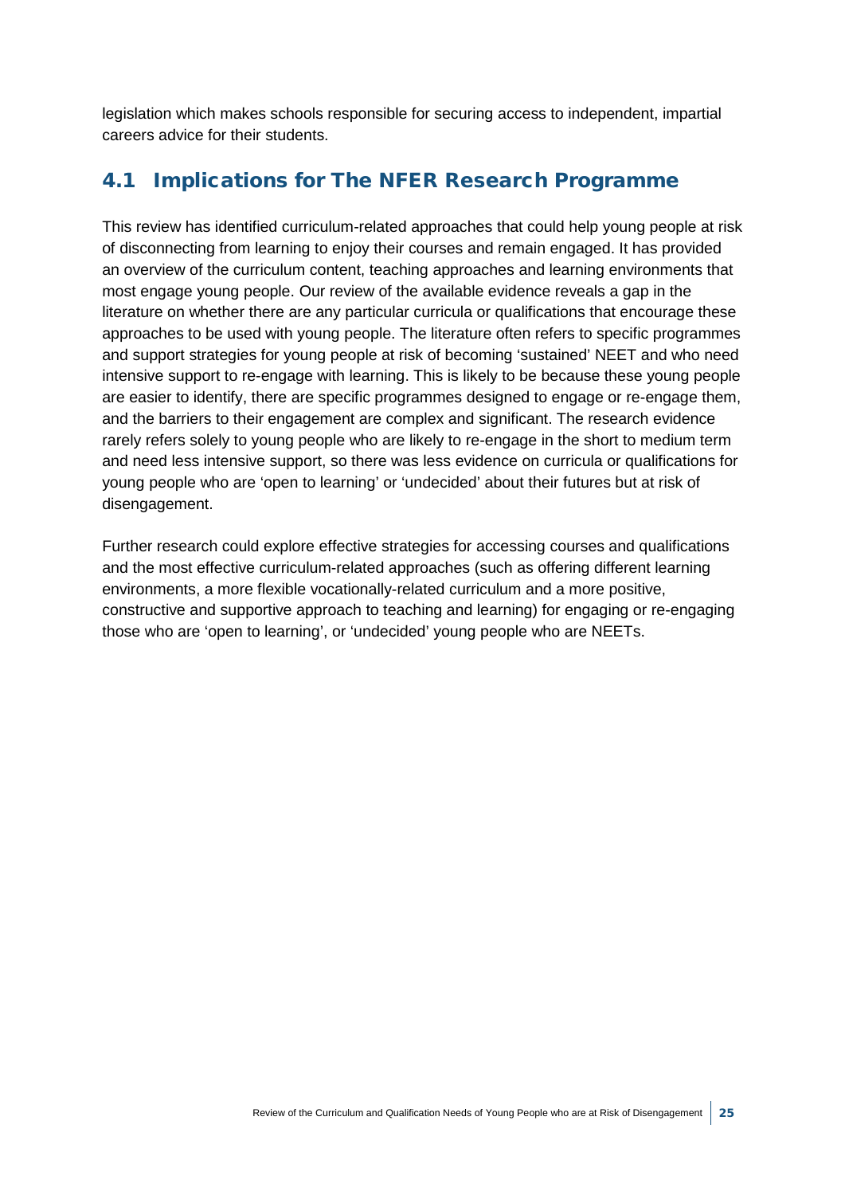legislation which makes schools responsible for securing access to independent, impartial careers advice for their students.

## 4.1 Implications for The NFER Research Programme

This review has identified curriculum-related approaches that could help young people at risk of disconnecting from learning to enjoy their courses and remain engaged. It has provided an overview of the curriculum content, teaching approaches and learning environments that most engage young people. Our review of the available evidence reveals a gap in the literature on whether there are any particular curricula or qualifications that encourage these approaches to be used with young people. The literature often refers to specific programmes and support strategies for young people at risk of becoming 'sustained' NEET and who need intensive support to re-engage with learning. This is likely to be because these young people are easier to identify, there are specific programmes designed to engage or re-engage them, and the barriers to their engagement are complex and significant. The research evidence rarely refers solely to young people who are likely to re-engage in the short to medium term and need less intensive support, so there was less evidence on curricula or qualifications for young people who are 'open to learning' or 'undecided' about their futures but at risk of disengagement.

Further research could explore effective strategies for accessing courses and qualifications and the most effective curriculum-related approaches (such as offering different learning environments, a more flexible vocationally-related curriculum and a more positive, constructive and supportive approach to teaching and learning) for engaging or re-engaging those who are 'open to learning', or 'undecided' young people who are NEETs.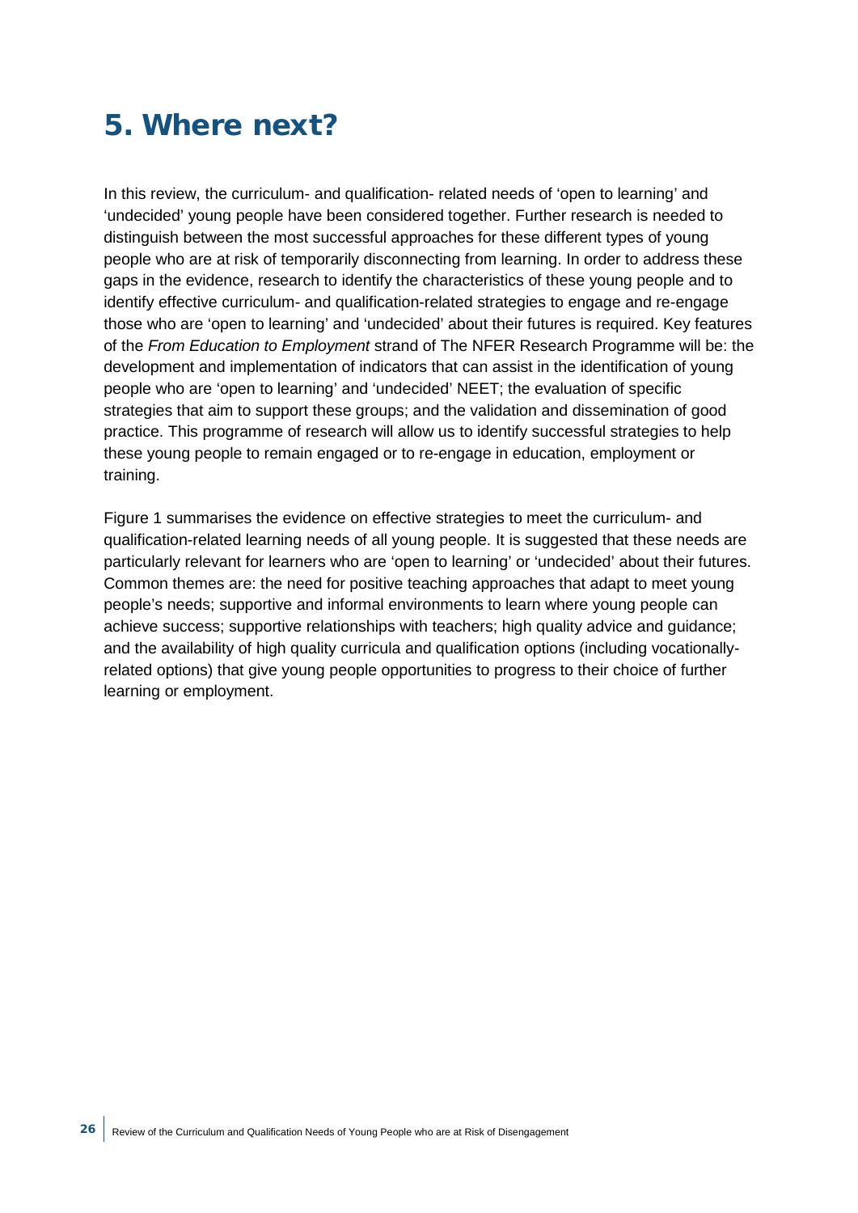# 5. Where next?

In this review, the curriculum- and qualification- related needs of 'open to learning' and 'undecided' young people have been considered together. Further research is needed to distinguish between the most successful approaches for these different types of young people who are at risk of temporarily disconnecting from learning. In order to address these gaps in the evidence, research to identify the characteristics of these young people and to identify effective curriculum- and qualification-related strategies to engage and re-engage those who are 'open to learning' and 'undecided' about their futures is required. Key features of the *From Education to Employment* strand of The NFER Research Programme will be: the development and implementation of indicators that can assist in the identification of young people who are 'open to learning' and 'undecided' NEET; the evaluation of specific strategies that aim to support these groups; and the validation and dissemination of good practice. This programme of research will allow us to identify successful strategies to help these young people to remain engaged or to re-engage in education, employment or training.

Figure 1 summarises the evidence on effective strategies to meet the curriculum- and qualification-related learning needs of all young people. It is suggested that these needs are particularly relevant for learners who are 'open to learning' or 'undecided' about their futures. Common themes are: the need for positive teaching approaches that adapt to meet young people's needs; supportive and informal environments to learn where young people can achieve success; supportive relationships with teachers; high quality advice and guidance; and the availability of high quality curricula and qualification options (including vocationally-related options) that give young people opportunities to progress to their choice of further learning or employment.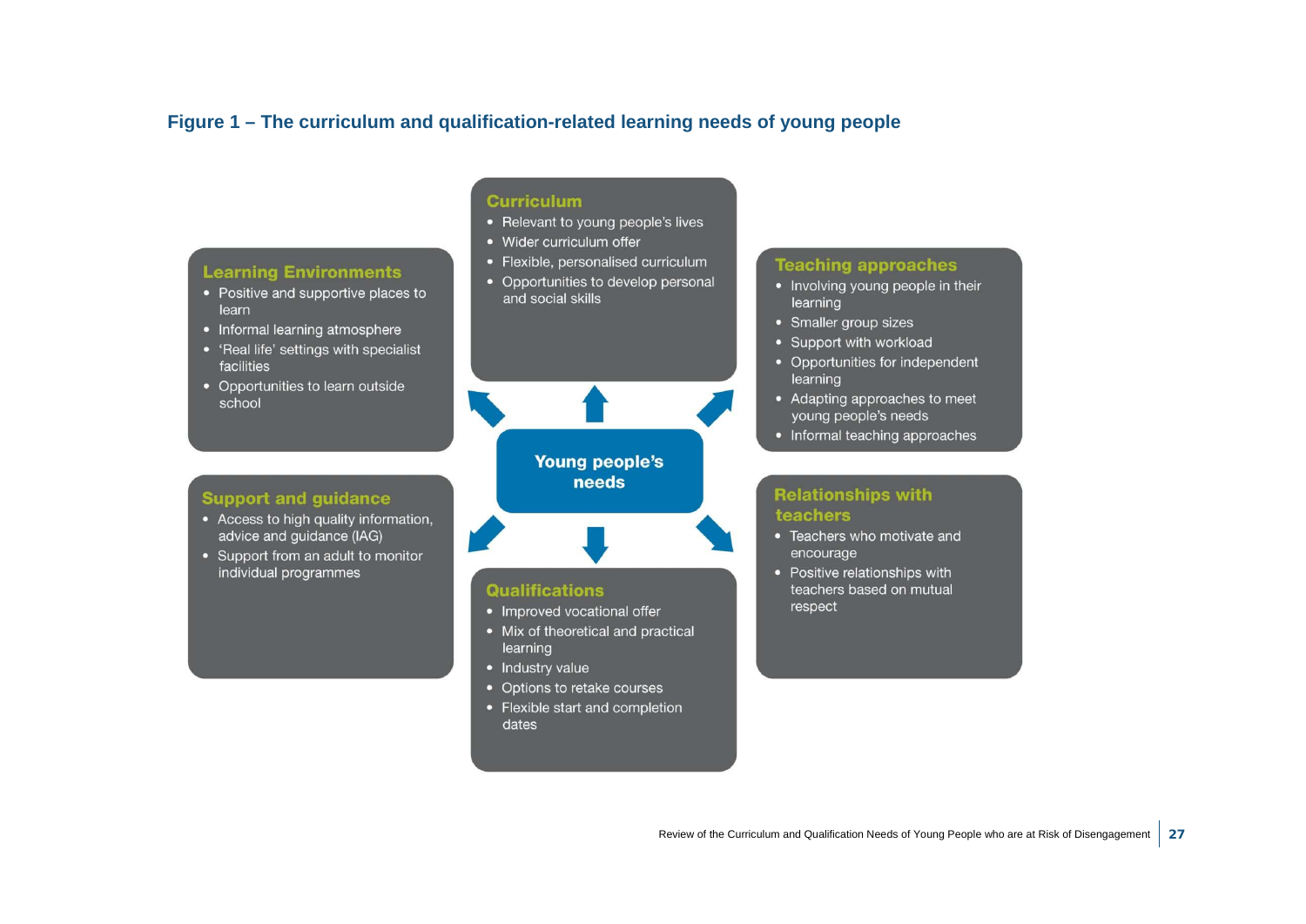**Figure 1 – The curriculum and qualification-related learning needs of young people**

**Young people's needs**

### Curriculum

- Relevant to young people's lives
- Wider curriculum offer
- Flexible, personalised curriculum
- Opportunities to develop personal and social skills

### Learning Environments

- Positive and supportive places to learn
- Informal learning atmosphere
- 'Real life' settings with specialist facilities
- Opportunities to learn outside school

### Teaching approaches

- Involving young people in their learning
- Smaller group sizes
- Support with workload
- Opportunities for independent learning
- Adapting approaches to meet young people's needs
- Informal teaching approaches

### Support and guidance

- Access to high quality information, advice and guidance (IAG)
- Support from an adult to monitor individual programmes

### Relationships with teachers

- Teachers who motivate and encourage
- Positive relationships with teachers based on mutual respect

### Qualifications

- Improved vocational offer
- Mix of theoretical and practical learning
- Industry value
- Options to retake courses
- Flexible start and completion dates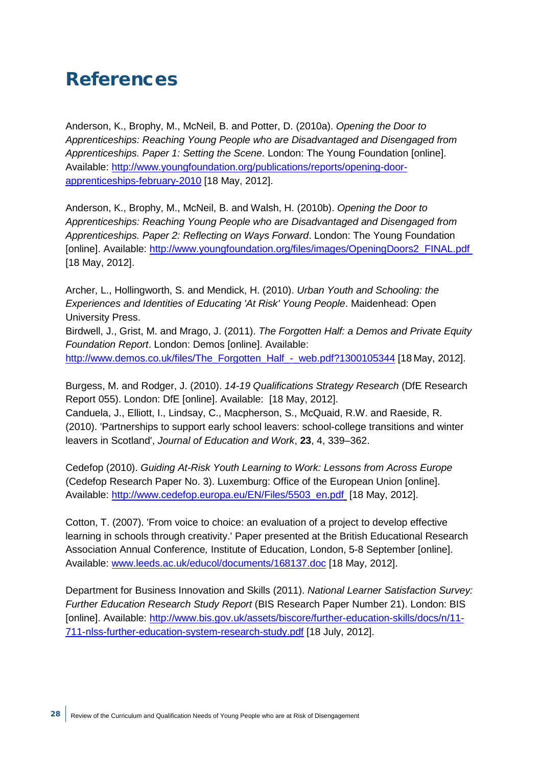# References

Anderson, K., Brophy, M., McNeil, B. and Potter, D. (2010a). *Opening the Door to Apprenticeships: Reaching Young People who are Disadvantaged and Disengaged from Apprenticeships. Paper 1: Setting the Scene*. London: The Young Foundation [online]. Available: [http://www.youngfoundation.org/publications/reports/opening-door-apprenticeships-february-2010](http://www.youngfoundation.org/publications/reports/opening-door-apprenticeships-february-2010) [18 May, 2012].

Anderson, K., Brophy, M., McNeil, B. and Walsh, H. (2010b). *Opening the Door to Apprenticeships: Reaching Young People who are Disadvantaged and Disengaged from Apprenticeships. Paper 2: Reflecting on Ways Forward*. London: The Young Foundation [online]. Available: [http://www.youngfoundation.org/files/images/OpeningDoors2_FINAL.pdf](http://www.youngfoundation.org/files/images/OpeningDoors2_FINAL.pdf) [18 May, 2012].

Archer, L., Hollingworth, S. and Mendick, H. (2010). *Urban Youth and Schooling: the Experiences and Identities of Educating 'At Risk' Young People*. Maidenhead: Open University Press.

Birdwell, J., Grist, M. and Mrago, J. (2011). *The Forgotten Half: a Demos and Private Equity Foundation Report*. London: Demos [online]. Available: [http://www.demos.co.uk/files/The_Forgotten_Half_-_web.pdf?1300105344](http://www.demos.co.uk/files/The_Forgotten_Half_-_web.pdf?1300105344) [18 May, 2012].

Burgess, M. and Rodger, J. (2010). *14-19 Qualifications Strategy Research* (DfE Research Report 055). London: DfE [online]. Available: [18 May, 2012].

Canduela, J., Elliott, I., Lindsay, C., Macpherson, S., McQuaid, R.W. and Raeside, R. (2010). 'Partnerships to support early school leavers: school-college transitions and winter leavers in Scotland', *Journal of Education and Work*, **23**, 4, 339–362.

Cedefop (2010). *Guiding At-Risk Youth Learning to Work: Lessons from Across Europe* (Cedefop Research Paper No. 3). Luxemburg: Office of the European Union [online]. Available: [http://www.cedefop.europa.eu/EN/Files/5503_en.pdf](http://www.cedefop.europa.eu/EN/Files/5503_en.pdf) [18 May, 2012].

Cotton, T. (2007). 'From voice to choice: an evaluation of a project to develop effective learning in schools through creativity.' Paper presented at the British Educational Research Association Annual Conference, Institute of Education, London, 5-8 September [online]. Available: [www.leeds.ac.uk/educol/documents/168137.doc](www.leeds.ac.uk/educol/documents/168137.doc) [18 May, 2012].

Department for Business Innovation and Skills (2011). *National Learner Satisfaction Survey: Further Education Research Study Report* (BIS Research Paper Number 21). London: BIS [online]. Available: [http://www.bis.gov.uk/assets/biscore/further-education-skills/docs/n/11-711-nlss-further-education-system-research-study.pdf](http://www.bis.gov.uk/assets/biscore/further-education-skills/docs/n/11-711-nlss-further-education-system-research-study.pdf) [18 July, 2012].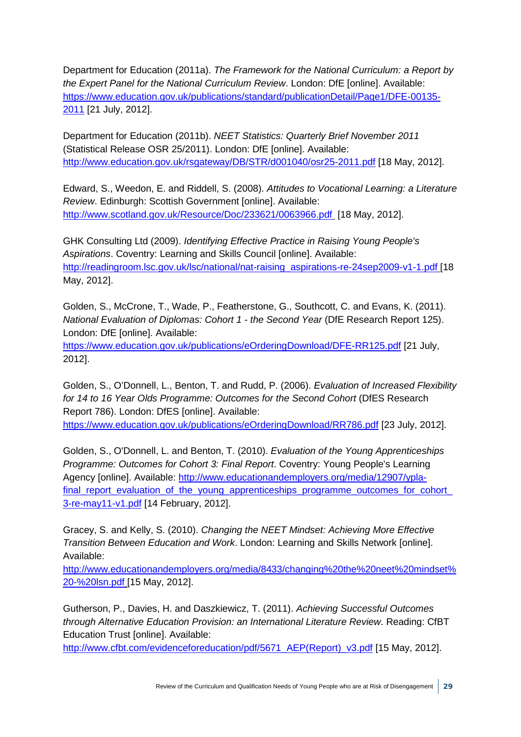Department for Education (2011a). *The Framework for the National Curriculum: a Report by the Expert Panel for the National Curriculum Review*. London: DfE [online]. Available: https://www.education.gov.uk/publications/standard/publicationDetail/Page1/DFE-00135-2011 [21 July, 2012].

Department for Education (2011b). *NEET Statistics: Quarterly Brief November 2011* (Statistical Release OSR 25/2011). London: DfE [online]. Available: http://www.education.gov.uk/rsgateway/DB/STR/d001040/osr25-2011.pdf [18 May, 2012].

Edward, S., Weedon, E. and Riddell, S. (2008). *Attitudes to Vocational Learning: a Literature Review*. Edinburgh: Scottish Government [online]. Available: http://www.scotland.gov.uk/Resource/Doc/233621/0063966.pdf [18 May, 2012].

GHK Consulting Ltd (2009). *Identifying Effective Practice in Raising Young People's Aspirations*. Coventry: Learning and Skills Council [online]. Available: http://readingroom.lsc.gov.uk/lsc/national/nat-raising_aspirations-re-24sep2009-v1-1.pdf [18 May, 2012].

Golden, S., McCrone, T., Wade, P., Featherstone, G., Southcott, C. and Evans, K. (2011). *National Evaluation of Diplomas: Cohort 1 - the Second Year* (DfE Research Report 125). London: DfE [online]. Available: https://www.education.gov.uk/publications/eOrderingDownload/DFE-RR125.pdf [21 July, 2012].

Golden, S., O'Donnell, L., Benton, T. and Rudd, P. (2006). *Evaluation of Increased Flexibility for 14 to 16 Year Olds Programme: Outcomes for the Second Cohort* (DfES Research Report 786). London: DfES [online]. Available: https://www.education.gov.uk/publications/eOrderingDownload/RR786.pdf [23 July, 2012].

Golden, S., O'Donnell, L. and Benton, T. (2010). *Evaluation of the Young Apprenticeships Programme: Outcomes for Cohort 3: Final Report*. Coventry: Young People's Learning Agency [online]. Available: http://www.educationandemployers.org/media/12907/ypla-final_report_evaluation_of_the_young_apprenticeships_programme_outcomes_for_cohort_3-re-may11-v1.pdf [14 February, 2012].

Gracey, S. and Kelly, S. (2010). *Changing the NEET Mindset: Achieving More Effective Transition Between Education and Work*. London: Learning and Skills Network [online]. Available: http://www.educationandemployers.org/media/8433/changing%20the%20neet%20mindset%20-%20lsn.pdf [15 May, 2012].

Gutherson, P., Davies, H. and Daszkiewicz, T. (2011). *Achieving Successful Outcomes through Alternative Education Provision: an International Literature Review*. Reading: CfBT Education Trust [online]. Available: http://www.cfbt.com/evidenceforeducation/pdf/5671_AEP(Report)_v3.pdf [15 May, 2012].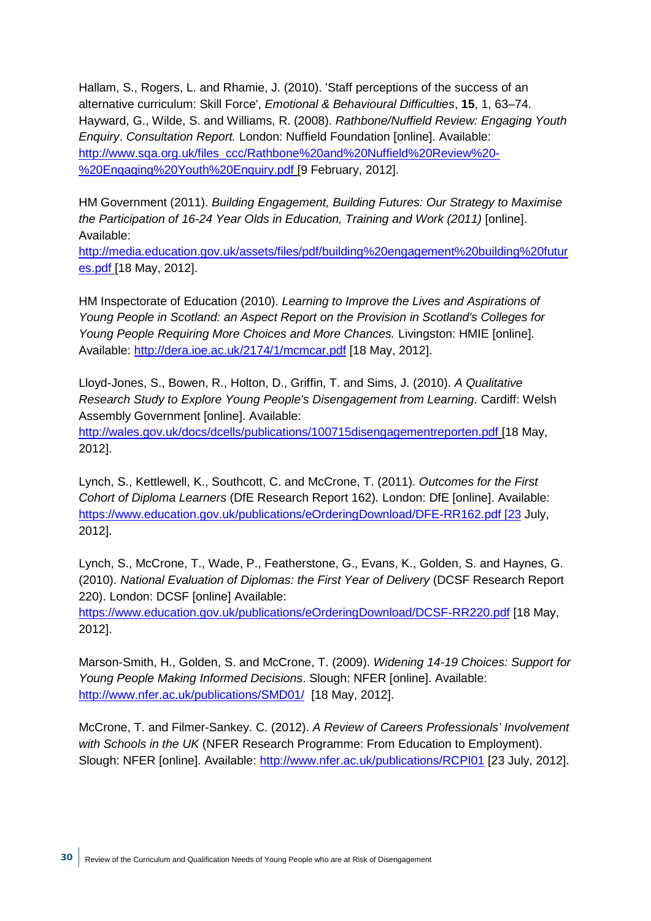Hallam, S., Rogers, L. and Rhamie, J. (2010). 'Staff perceptions of the success of an alternative curriculum: Skill Force', *Emotional & Behavioural Difficulties*, **15**, 1, 63–74.
Hayward, G., Wilde, S. and Williams, R. (2008). *Rathbone/Nuffield Review: Engaging Youth Enquiry*. *Consultation Report.* London: Nuffield Foundation [online]. Available: http://www.sqa.org.uk/files_ccc/Rathbone%20and%20Nuffield%20Review%20-%20Engaging%20Youth%20Enquiry.pdf [9 February, 2012].

HM Government (2011). *Building Engagement, Building Futures: Our Strategy to Maximise the Participation of 16-24 Year Olds in Education, Training and Work (2011)* [online]. Available:
http://media.education.gov.uk/assets/files/pdf/building%20engagement%20building%20futures.pdf [18 May, 2012].

HM Inspectorate of Education (2010). *Learning to Improve the Lives and Aspirations of Young People in Scotland: an Aspect Report on the Provision in Scotland's Colleges for Young People Requiring More Choices and More Chances.* Livingston: HMIE [online]. Available: http://dera.ioe.ac.uk/2174/1/mcmcar.pdf [18 May, 2012].

Lloyd-Jones, S., Bowen, R., Holton, D., Griffin, T. and Sims, J. (2010). *A Qualitative Research Study to Explore Young People's Disengagement from Learning*. Cardiff: Welsh Assembly Government [online]. Available:
http://wales.gov.uk/docs/dcells/publications/100715disengagementreporten.pdf [18 May, 2012].

Lynch, S., Kettlewell, K., Southcott, C. and McCrone, T. (2011). *Outcomes for the First Cohort of Diploma Learners* (DfE Research Report 162)*.* London: DfE [online]. Available: https://www.education.gov.uk/publications/eOrderingDownload/DFE-RR162.pdf [23 July, 2012].

Lynch, S., McCrone, T., Wade, P., Featherstone, G., Evans, K., Golden, S. and Haynes, G. (2010). *National Evaluation of Diplomas: the First Year of Delivery* (DCSF Research Report 220). London: DCSF [online] Available:
https://www.education.gov.uk/publications/eOrderingDownload/DCSF-RR220.pdf [18 May, 2012].

Marson-Smith, H., Golden, S. and McCrone, T. (2009). *Widening 14-19 Choices: Support for Young People Making Informed Decisions*. Slough: NFER [online]. Available: http://www.nfer.ac.uk/publications/SMD01/ [18 May, 2012].

McCrone, T. and Filmer-Sankey. C. (2012). *A Review of Careers Professionals' Involvement with Schools in the UK* (NFER Research Programme: From Education to Employment). Slough: NFER [online]. Available: http://www.nfer.ac.uk/publications/RCPI01 [23 July, 2012].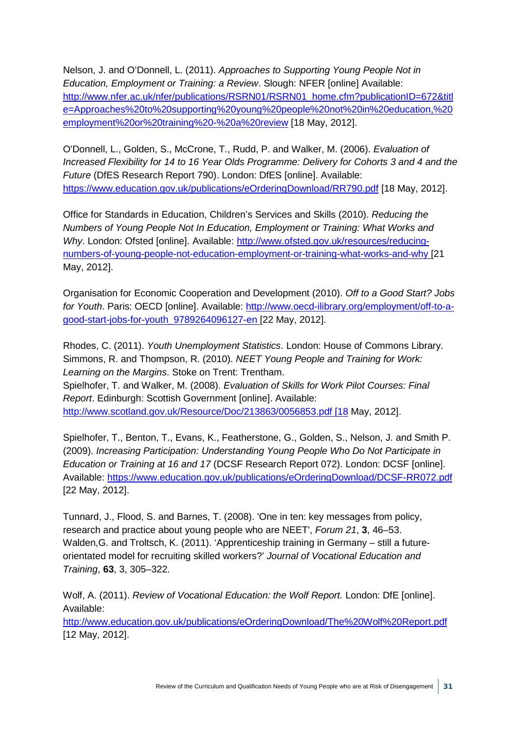Nelson, J. and O'Donnell, L. (2011). *Approaches to Supporting Young People Not in Education, Employment or Training: a Review*. Slough: NFER [online] Available: http://www.nfer.ac.uk/nfer/publications/RSRN01/RSRN01_home.cfm?publicationID=672&title=Approaches%20to%20supporting%20young%20people%20not%20in%20education,%20employment%20or%20training%20-%20a%20review [18 May, 2012].

O'Donnell, L., Golden, S., McCrone, T., Rudd, P. and Walker, M. (2006). *Evaluation of Increased Flexibility for 14 to 16 Year Olds Programme: Delivery for Cohorts 3 and 4 and the Future* (DfES Research Report 790). London: DfES [online]. Available: https://www.education.gov.uk/publications/eOrderingDownload/RR790.pdf [18 May, 2012].

Office for Standards in Education, Children's Services and Skills (2010). *Reducing the Numbers of Young People Not In Education, Employment or Training: What Works and Why*. London: Ofsted [online]. Available: http://www.ofsted.gov.uk/resources/reducing-numbers-of-young-people-not-education-employment-or-training-what-works-and-why [21 May, 2012].

Organisation for Economic Cooperation and Development (2010). *Off to a Good Start? Jobs for Youth*. Paris: OECD [online]. Available: http://www.oecd-ilibrary.org/employment/off-to-a-good-start-jobs-for-youth_9789264096127-en [22 May, 2012].

Rhodes, C. (2011). *Youth Unemployment Statistics*. London: House of Commons Library.

Simmons, R. and Thompson, R. (2010). *NEET Young People and Training for Work: Learning on the Margins*. Stoke on Trent: Trentham.

Spielhofer, T. and Walker, M. (2008). *Evaluation of Skills for Work Pilot Courses: Final Report*. Edinburgh: Scottish Government [online]. Available: http://www.scotland.gov.uk/Resource/Doc/213863/0056853.pdf [18 May, 2012].

Spielhofer, T., Benton, T., Evans, K., Featherstone, G., Golden, S., Nelson, J. and Smith P. (2009). *Increasing Participation: Understanding Young People Who Do Not Participate in Education or Training at 16 and 17* (DCSF Research Report 072). London: DCSF [online]. Available: https://www.education.gov.uk/publications/eOrderingDownload/DCSF-RR072.pdf [22 May, 2012].

Tunnard, J., Flood, S. and Barnes, T. (2008). 'One in ten: key messages from policy, research and practice about young people who are NEET', *Forum 21*, **3**, 46–53.

Walden,G. and Troltsch, K. (2011). 'Apprenticeship training in Germany – still a future-orientated model for recruiting skilled workers?' *Journal of Vocational Education and Training*, **63**, 3, 305–322.

Wolf, A. (2011). *Review of Vocational Education: the Wolf Report.* London: DfE [online]. Available: http://www.education.gov.uk/publications/eOrderingDownload/The%20Wolf%20Report.pdf [12 May, 2012].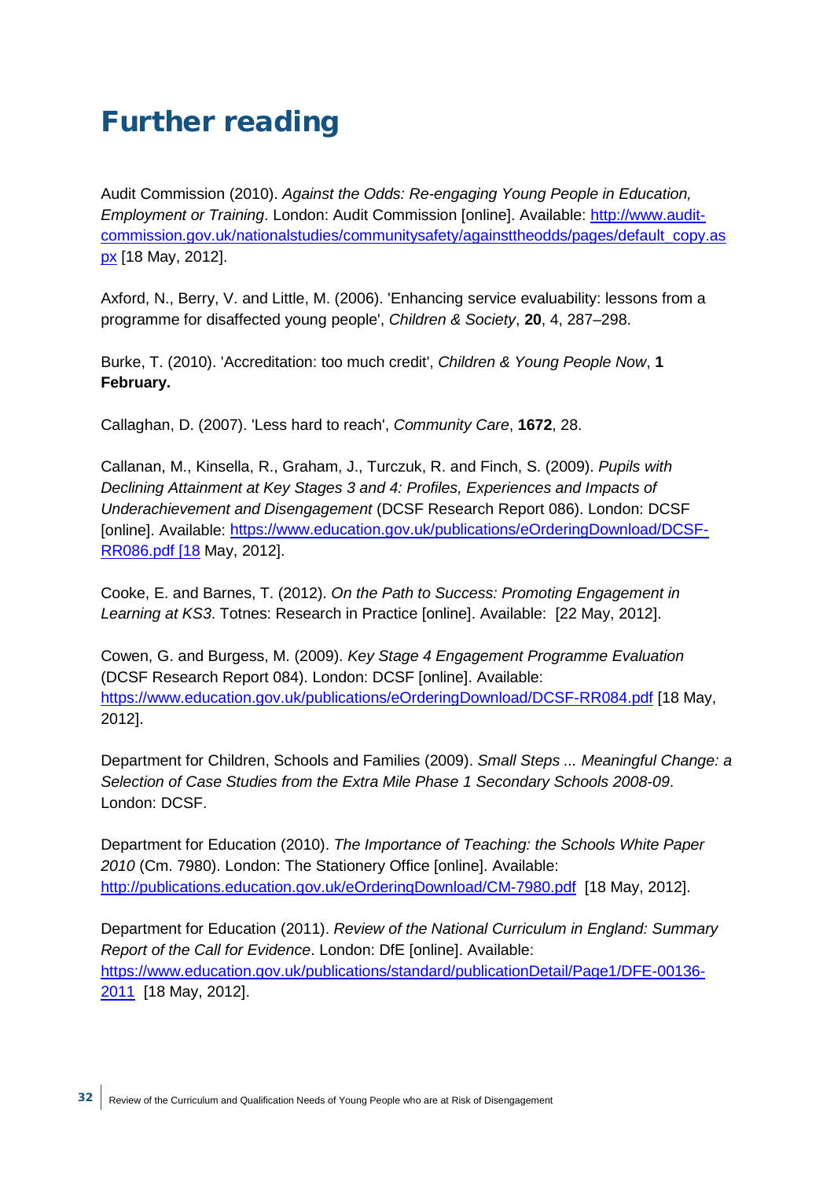# Further reading

Audit Commission (2010). *Against the Odds: Re-engaging Young People in Education, Employment or Training*. London: Audit Commission [online]. Available: [http://www.audit-commission.gov.uk/nationalstudies/communitysafety/againsttheodds/pages/default_copy.aspx](http://www.audit-commission.gov.uk/nationalstudies/communitysafety/againsttheodds/pages/default_copy.aspx) [18 May, 2012].

Axford, N., Berry, V. and Little, M. (2006). 'Enhancing service evaluability: lessons from a programme for disaffected young people', *Children & Society*, **20**, 4, 287–298.

Burke, T. (2010). 'Accreditation: too much credit', *Children & Young People Now*, **1 February.**

Callaghan, D. (2007). 'Less hard to reach', *Community Care*, **1672**, 28.

Callanan, M., Kinsella, R., Graham, J., Turczuk, R. and Finch, S. (2009). *Pupils with Declining Attainment at Key Stages 3 and 4: Profiles, Experiences and Impacts of Underachievement and Disengagement* (DCSF Research Report 086). London: DCSF [online]. Available: [https://www.education.gov.uk/publications/eOrderingDownload/DCSF-RR086.pdf](https://www.education.gov.uk/publications/eOrderingDownload/DCSF-RR086.pdf) [18 May, 2012].

Cooke, E. and Barnes, T. (2012). *On the Path to Success: Promoting Engagement in Learning at KS3*. Totnes: Research in Practice [online]. Available: [22 May, 2012].

Cowen, G. and Burgess, M. (2009). *Key Stage 4 Engagement Programme Evaluation* (DCSF Research Report 084). London: DCSF [online]. Available: [https://www.education.gov.uk/publications/eOrderingDownload/DCSF-RR084.pdf](https://www.education.gov.uk/publications/eOrderingDownload/DCSF-RR084.pdf) [18 May, 2012].

Department for Children, Schools and Families (2009). *Small Steps ... Meaningful Change: a Selection of Case Studies from the Extra Mile Phase 1 Secondary Schools 2008-09*. London: DCSF.

Department for Education (2010). *The Importance of Teaching: the Schools White Paper 2010* (Cm. 7980). London: The Stationery Office [online]. Available: [http://publications.education.gov.uk/eOrderingDownload/CM-7980.pdf](http://publications.education.gov.uk/eOrderingDownload/CM-7980.pdf) [18 May, 2012].

Department for Education (2011). *Review of the National Curriculum in England: Summary Report of the Call for Evidence*. London: DfE [online]. Available: [https://www.education.gov.uk/publications/standard/publicationDetail/Page1/DFE-00136-2011](https://www.education.gov.uk/publications/standard/publicationDetail/Page1/DFE-00136-2011) [18 May, 2012].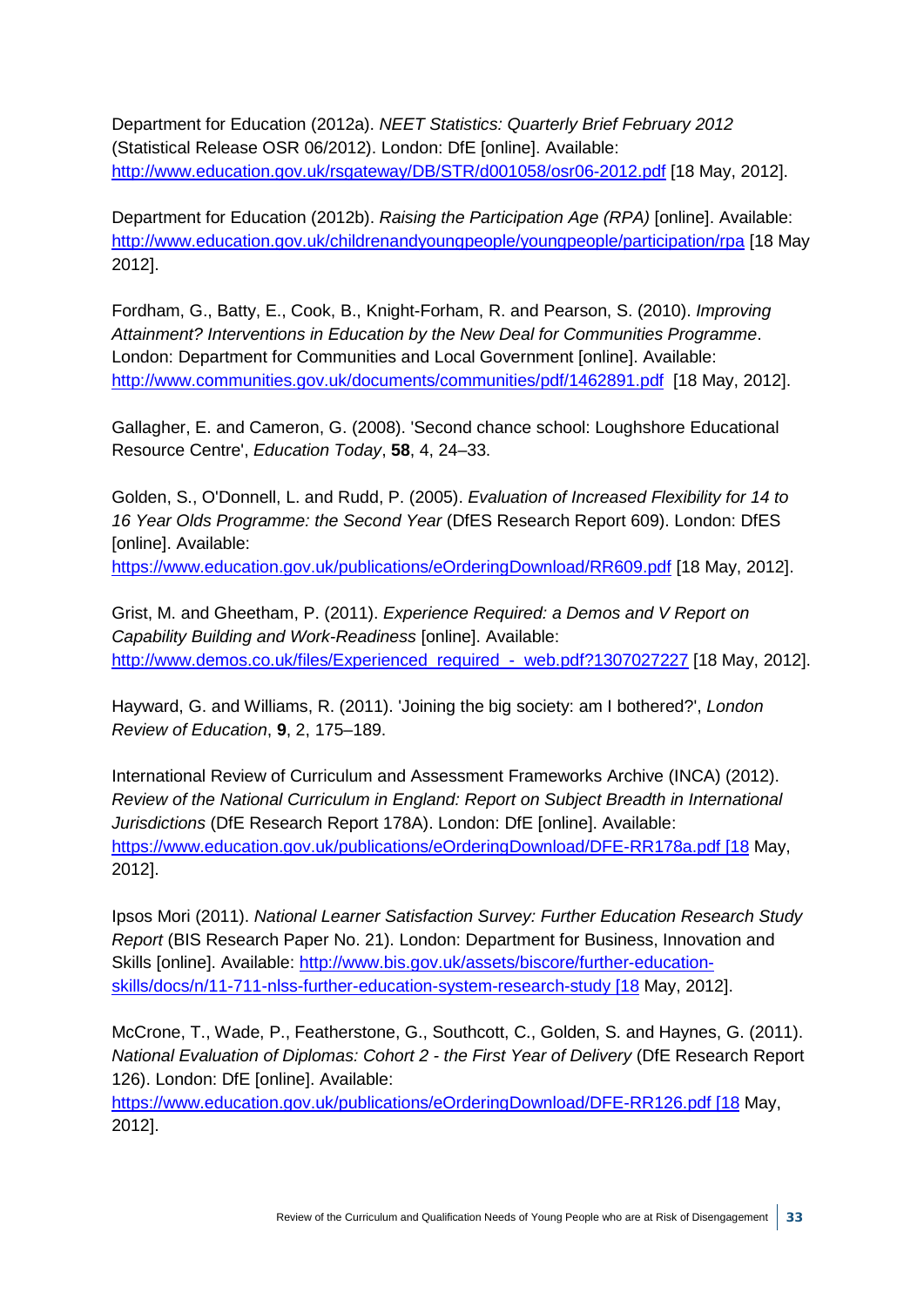Department for Education (2012a). *NEET Statistics: Quarterly Brief February 2012* (Statistical Release OSR 06/2012). London: DfE [online]. Available: http://www.education.gov.uk/rsgateway/DB/STR/d001058/osr06-2012.pdf [18 May, 2012].

Department for Education (2012b). *Raising the Participation Age (RPA)* [online]. Available: http://www.education.gov.uk/childrenandyoungpeople/youngpeople/participation/rpa [18 May 2012].

Fordham, G., Batty, E., Cook, B., Knight-Forham, R. and Pearson, S. (2010). *Improving Attainment? Interventions in Education by the New Deal for Communities Programme*. London: Department for Communities and Local Government [online]. Available: http://www.communities.gov.uk/documents/communities/pdf/1462891.pdf [18 May, 2012].

Gallagher, E. and Cameron, G. (2008). 'Second chance school: Loughshore Educational Resource Centre', *Education Today*, **58**, 4, 24–33.

Golden, S., O'Donnell, L. and Rudd, P. (2005). *Evaluation of Increased Flexibility for 14 to 16 Year Olds Programme: the Second Year* (DfES Research Report 609). London: DfES [online]. Available: https://www.education.gov.uk/publications/eOrderingDownload/RR609.pdf [18 May, 2012].

Grist, M. and Gheetham, P. (2011). *Experience Required: a Demos and V Report on Capability Building and Work-Readiness* [online]. Available: http://www.demos.co.uk/files/Experienced_required_-_web.pdf?1307027227 [18 May, 2012].

Hayward, G. and Williams, R. (2011). 'Joining the big society: am I bothered?', *London Review of Education*, **9**, 2, 175–189.

International Review of Curriculum and Assessment Frameworks Archive (INCA) (2012). *Review of the National Curriculum in England: Report on Subject Breadth in International Jurisdictions* (DfE Research Report 178A). London: DfE [online]. Available: https://www.education.gov.uk/publications/eOrderingDownload/DFE-RR178a.pdf [18 May, 2012].

Ipsos Mori (2011). *National Learner Satisfaction Survey: Further Education Research Study Report* (BIS Research Paper No. 21). London: Department for Business, Innovation and Skills [online]. Available: http://www.bis.gov.uk/assets/biscore/further-education-skills/docs/n/11-711-nlss-further-education-system-research-study [18 May, 2012].

McCrone, T., Wade, P., Featherstone, G., Southcott, C., Golden, S. and Haynes, G. (2011). *National Evaluation of Diplomas: Cohort 2 - the First Year of Delivery* (DfE Research Report 126). London: DfE [online]. Available: https://www.education.gov.uk/publications/eOrderingDownload/DFE-RR126.pdf [18 May, 2012].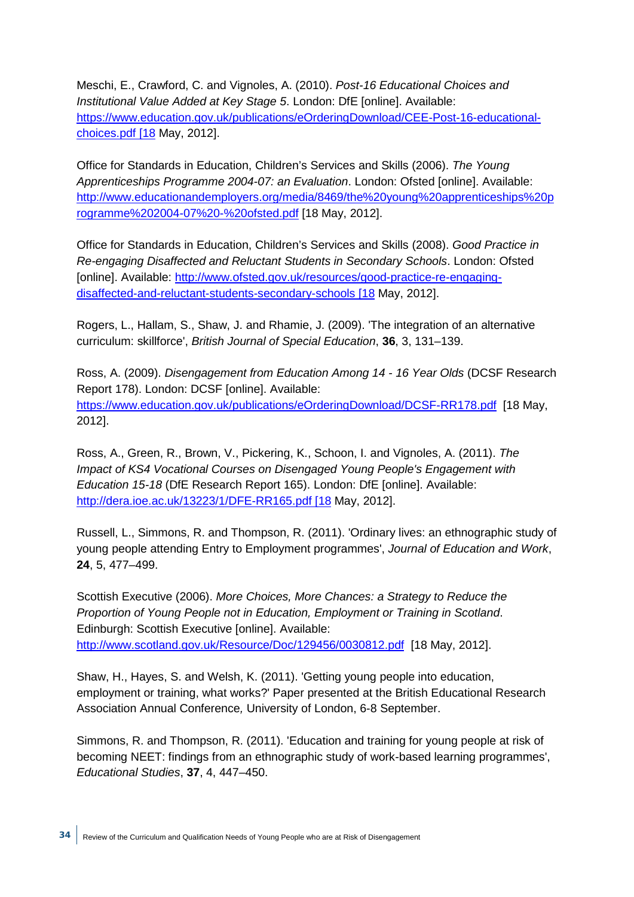Meschi, E., Crawford, C. and Vignoles, A. (2010). *Post-16 Educational Choices and Institutional Value Added at Key Stage 5*. London: DfE [online]. Available: https://www.education.gov.uk/publications/eOrderingDownload/CEE-Post-16-educational-choices.pdf [18 May, 2012].

Office for Standards in Education, Children's Services and Skills (2006). *The Young Apprenticeships Programme 2004-07: an Evaluation*. London: Ofsted [online]. Available: http://www.educationandemployers.org/media/8469/the%20young%20apprenticeships%20programme%202004-07%20-%20ofsted.pdf [18 May, 2012].

Office for Standards in Education, Children's Services and Skills (2008). *Good Practice in Re-engaging Disaffected and Reluctant Students in Secondary Schools*. London: Ofsted [online]. Available: http://www.ofsted.gov.uk/resources/good-practice-re-engaging-disaffected-and-reluctant-students-secondary-schools [18 May, 2012].

Rogers, L., Hallam, S., Shaw, J. and Rhamie, J. (2009). 'The integration of an alternative curriculum: skillforce', *British Journal of Special Education*, **36**, 3, 131–139.

Ross, A. (2009). *Disengagement from Education Among 14 - 16 Year Olds* (DCSF Research Report 178). London: DCSF [online]. Available: https://www.education.gov.uk/publications/eOrderingDownload/DCSF-RR178.pdf [18 May, 2012].

Ross, A., Green, R., Brown, V., Pickering, K., Schoon, I. and Vignoles, A. (2011). *The Impact of KS4 Vocational Courses on Disengaged Young People's Engagement with Education 15-18* (DfE Research Report 165). London: DfE [online]. Available: http://dera.ioe.ac.uk/13223/1/DFE-RR165.pdf [18 May, 2012].

Russell, L., Simmons, R. and Thompson, R. (2011). 'Ordinary lives: an ethnographic study of young people attending Entry to Employment programmes', *Journal of Education and Work*, **24**, 5, 477–499.

Scottish Executive (2006). *More Choices, More Chances: a Strategy to Reduce the Proportion of Young People not in Education, Employment or Training in Scotland*. Edinburgh: Scottish Executive [online]. Available: http://www.scotland.gov.uk/Resource/Doc/129456/0030812.pdf [18 May, 2012].

Shaw, H., Hayes, S. and Welsh, K. (2011). 'Getting young people into education, employment or training, what works?' Paper presented at the British Educational Research Association Annual Conference*,* University of London, 6-8 September.

Simmons, R. and Thompson, R. (2011). 'Education and training for young people at risk of becoming NEET: findings from an ethnographic study of work-based learning programmes', *Educational Studies*, **37**, 4, 447–450.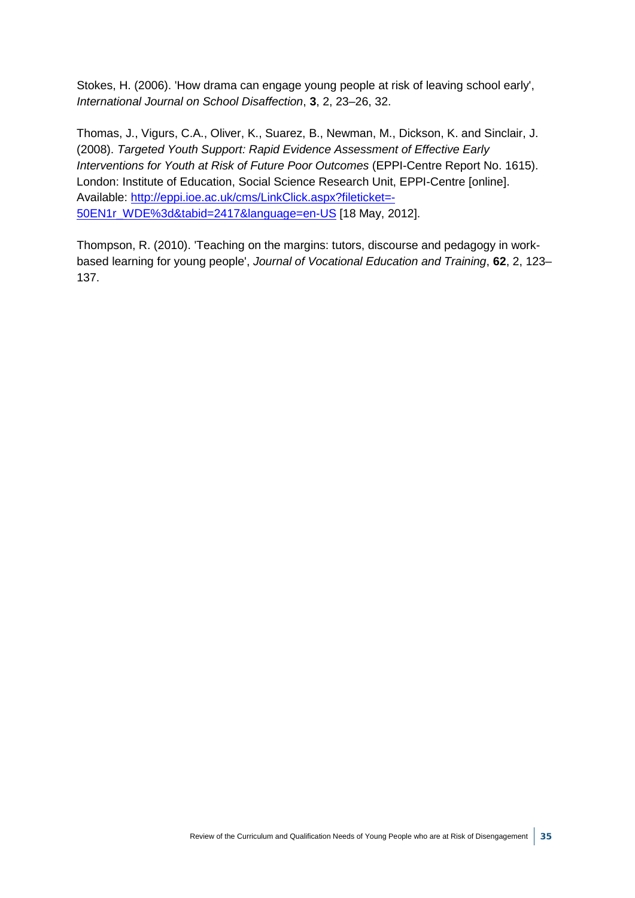Stokes, H. (2006). 'How drama can engage young people at risk of leaving school early', *International Journal on School Disaffection*, **3**, 2, 23–26, 32.

Thomas, J., Vigurs, C.A., Oliver, K., Suarez, B., Newman, M., Dickson, K. and Sinclair, J. (2008). *Targeted Youth Support: Rapid Evidence Assessment of Effective Early Interventions for Youth at Risk of Future Poor Outcomes* (EPPI-Centre Report No. 1615). London: Institute of Education, Social Science Research Unit, EPPI-Centre [online]. Available: [http://eppi.ioe.ac.uk/cms/LinkClick.aspx?fileticket=-50EN1r_WDE%3d&tabid=2417&language=en-US](http://eppi.ioe.ac.uk/cms/LinkClick.aspx?fileticket=-50EN1r_WDE%3d&tabid=2417&language=en-US) [18 May, 2012].

Thompson, R. (2010). 'Teaching on the margins: tutors, discourse and pedagogy in work-based learning for young people', *Journal of Vocational Education and Training*, **62**, 2, 123–137.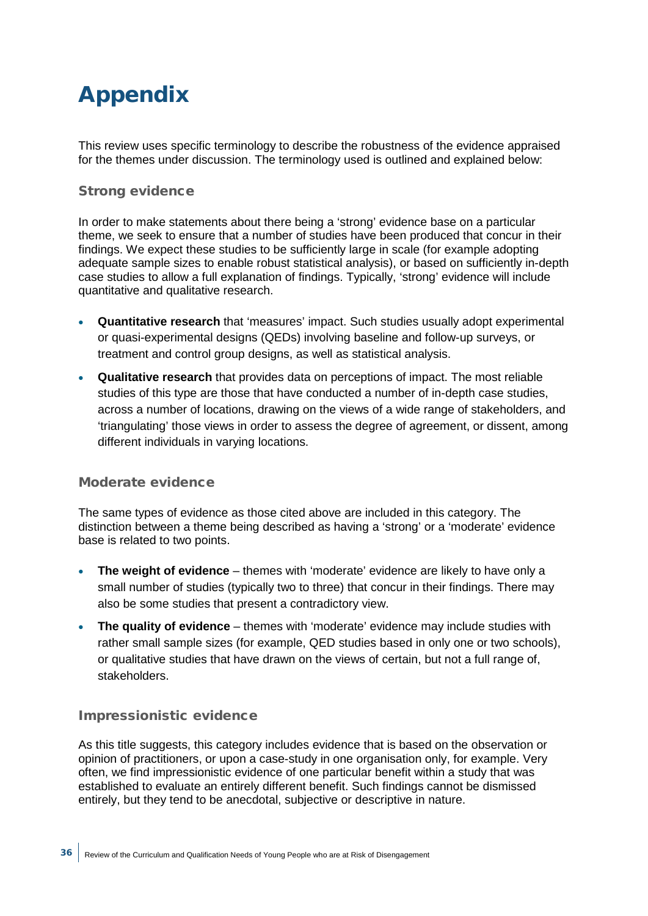# Appendix

This review uses specific terminology to describe the robustness of the evidence appraised for the themes under discussion. The terminology used is outlined and explained below:

## Strong evidence

In order to make statements about there being a 'strong' evidence base on a particular theme, we seek to ensure that a number of studies have been produced that concur in their findings. We expect these studies to be sufficiently large in scale (for example adopting adequate sample sizes to enable robust statistical analysis), or based on sufficiently in-depth case studies to allow a full explanation of findings. Typically, 'strong' evidence will include quantitative and qualitative research.

- **Quantitative research** that 'measures' impact. Such studies usually adopt experimental or quasi-experimental designs (QEDs) involving baseline and follow-up surveys, or treatment and control group designs, as well as statistical analysis.
- **Qualitative research** that provides data on perceptions of impact. The most reliable studies of this type are those that have conducted a number of in-depth case studies, across a number of locations, drawing on the views of a wide range of stakeholders, and 'triangulating' those views in order to assess the degree of agreement, or dissent, among different individuals in varying locations.

## Moderate evidence

The same types of evidence as those cited above are included in this category. The distinction between a theme being described as having a 'strong' or a 'moderate' evidence base is related to two points.

- **The weight of evidence** – themes with 'moderate' evidence are likely to have only a small number of studies (typically two to three) that concur in their findings. There may also be some studies that present a contradictory view.
- **The quality of evidence** – themes with 'moderate' evidence may include studies with rather small sample sizes (for example, QED studies based in only one or two schools), or qualitative studies that have drawn on the views of certain, but not a full range of, stakeholders.

## Impressionistic evidence

As this title suggests, this category includes evidence that is based on the observation or opinion of practitioners, or upon a case-study in one organisation only, for example. Very often, we find impressionistic evidence of one particular benefit within a study that was established to evaluate an entirely different benefit. Such findings cannot be dismissed entirely, but they tend to be anecdotal, subjective or descriptive in nature.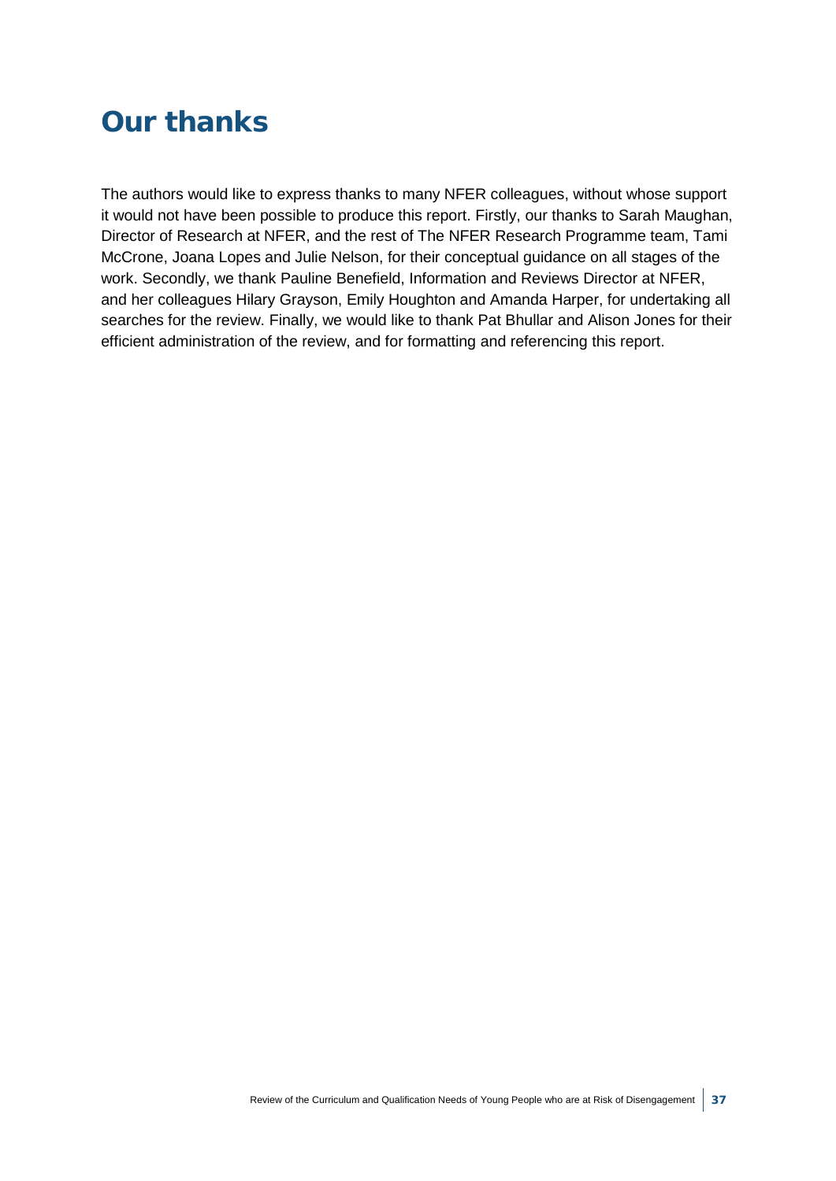# Our thanks

The authors would like to express thanks to many NFER colleagues, without whose support it would not have been possible to produce this report. Firstly, our thanks to Sarah Maughan, Director of Research at NFER, and the rest of The NFER Research Programme team, Tami McCrone, Joana Lopes and Julie Nelson, for their conceptual guidance on all stages of the work. Secondly, we thank Pauline Benefield, Information and Reviews Director at NFER, and her colleagues Hilary Grayson, Emily Houghton and Amanda Harper, for undertaking all searches for the review. Finally, we would like to thank Pat Bhullar and Alison Jones for their efficient administration of the review, and for formatting and referencing this report.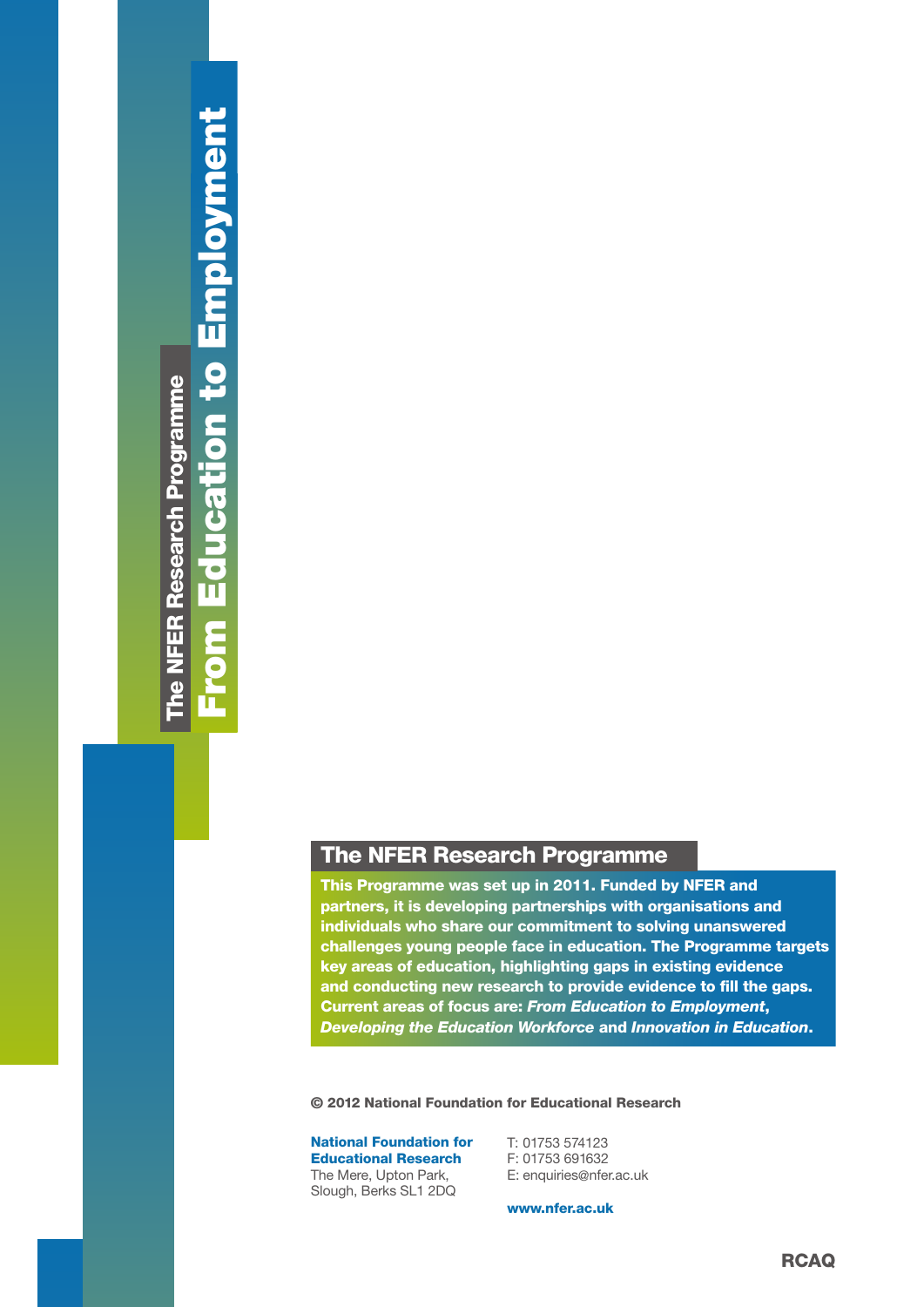The NFER Research Programme

From Education to Employment

## The NFER Research Programme

**This Programme was set up in 2011. Funded by NFER and partners, it is developing partnerships with organisations and individuals who share our commitment to solving unanswered challenges young people face in education. The Programme targets key areas of education, highlighting gaps in existing evidence and conducting new research to provide evidence to fill the gaps. Current areas of focus are: *From Education to Employment*, *Developing the Education Workforce* and *Innovation in Education*.**

**© 2012 National Foundation for Educational Research**

**National Foundation for Educational Research**
The Mere, Upton Park,
Slough, Berks SL1 2DQ

T: 01753 574123
F: 01753 691632
E: enquiries@nfer.ac.uk

**www.nfer.ac.uk**

**RCAQ**